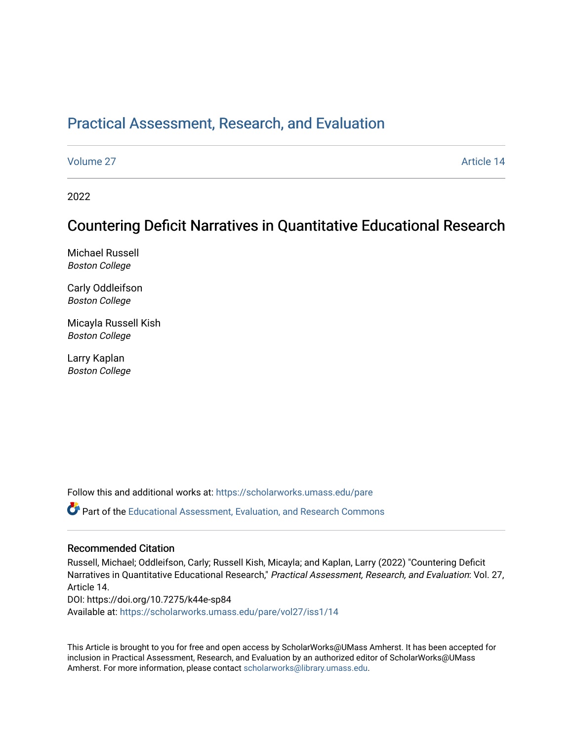# Practical Assessment, Research, and Evaluation

Volume 27 Article 14

2022

## Countering Deficit Narratives in Quantitative Educational Research

Michael Russell
*Boston College*

Carly Oddleifson
*Boston College*

Micayla Russell Kish
*Boston College*

Larry Kaplan
*Boston College*

Follow this and additional works at: https://scholarworks.umass.edu/pare

Part of the Educational Assessment, Evaluation, and Research Commons

### Recommended Citation

Russell, Michael; Oddleifson, Carly; Russell Kish, Micayla; and Kaplan, Larry (2022) "Countering Deficit Narratives in Quantitative Educational Research," *Practical Assessment, Research, and Evaluation*: Vol. 27, Article 14.
DOI: https://doi.org/10.7275/k44e-sp84
Available at: https://scholarworks.umass.edu/pare/vol27/iss1/14

This Article is brought to you for free and open access by ScholarWorks@UMass Amherst. It has been accepted for inclusion in Practical Assessment, Research, and Evaluation by an authorized editor of ScholarWorks@UMass Amherst. For more information, please contact scholarworks@library.umass.edu.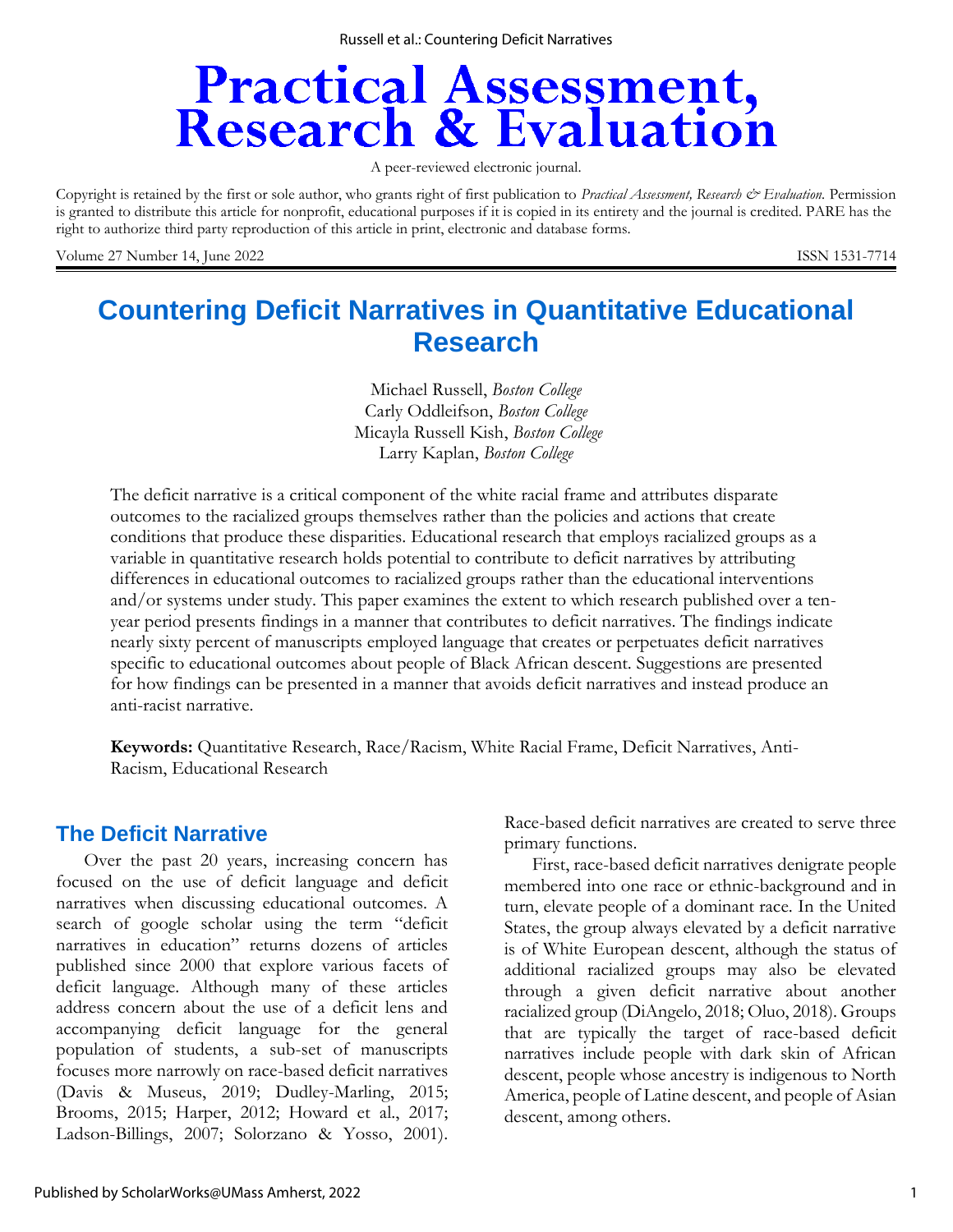# Practical Assessment, Research & Evaluation

A peer-reviewed electronic journal.

Copyright is retained by the first or sole author, who grants right of first publication to *Practical Assessment, Research & Evaluation.* Permission is granted to distribute this article for nonprofit, educational purposes if it is copied in its entirety and the journal is credited. PARE has the right to authorize third party reproduction of this article in print, electronic and database forms.

Volume 27 Number 14, June 2022 ISSN 1531-7714

# Countering Deficit Narratives in Quantitative Educational Research

Michael Russell, *Boston College*
Carly Oddleifson, *Boston College*
Micayla Russell Kish, *Boston College*
Larry Kaplan, *Boston College*

The deficit narrative is a critical component of the white racial frame and attributes disparate outcomes to the racialized groups themselves rather than the policies and actions that create conditions that produce these disparities. Educational research that employs racialized groups as a variable in quantitative research holds potential to contribute to deficit narratives by attributing differences in educational outcomes to racialized groups rather than the educational interventions and/or systems under study. This paper examines the extent to which research published over a ten-year period presents findings in a manner that contributes to deficit narratives. The findings indicate nearly sixty percent of manuscripts employed language that creates or perpetuates deficit narratives specific to educational outcomes about people of Black African descent. Suggestions are presented for how findings can be presented in a manner that avoids deficit narratives and instead produce an anti-racist narrative.

**Keywords:** Quantitative Research, Race/Racism, White Racial Frame, Deficit Narratives, Anti-Racism, Educational Research

## The Deficit Narrative

Over the past 20 years, increasing concern has focused on the use of deficit language and deficit narratives when discussing educational outcomes. A search of google scholar using the term "deficit narratives in education" returns dozens of articles published since 2000 that explore various facets of deficit language. Although many of these articles address concern about the use of a deficit lens and accompanying deficit language for the general population of students, a sub-set of manuscripts focuses more narrowly on race-based deficit narratives (Davis & Museus, 2019; Dudley-Marling, 2015; Brooms, 2015; Harper, 2012; Howard et al., 2017; Ladson-Billings, 2007; Solorzano & Yosso, 2001). Race-based deficit narratives are created to serve three primary functions.

First, race-based deficit narratives denigrate people membered into one race or ethnic-background and in turn, elevate people of a dominant race. In the United States, the group always elevated by a deficit narrative is of White European descent, although the status of additional racialized groups may also be elevated through a given deficit narrative about another racialized group (DiAngelo, 2018; Oluo, 2018). Groups that are typically the target of race-based deficit narratives include people with dark skin of African descent, people whose ancestry is indigenous to North America, people of Latine descent, and people of Asian descent, among others.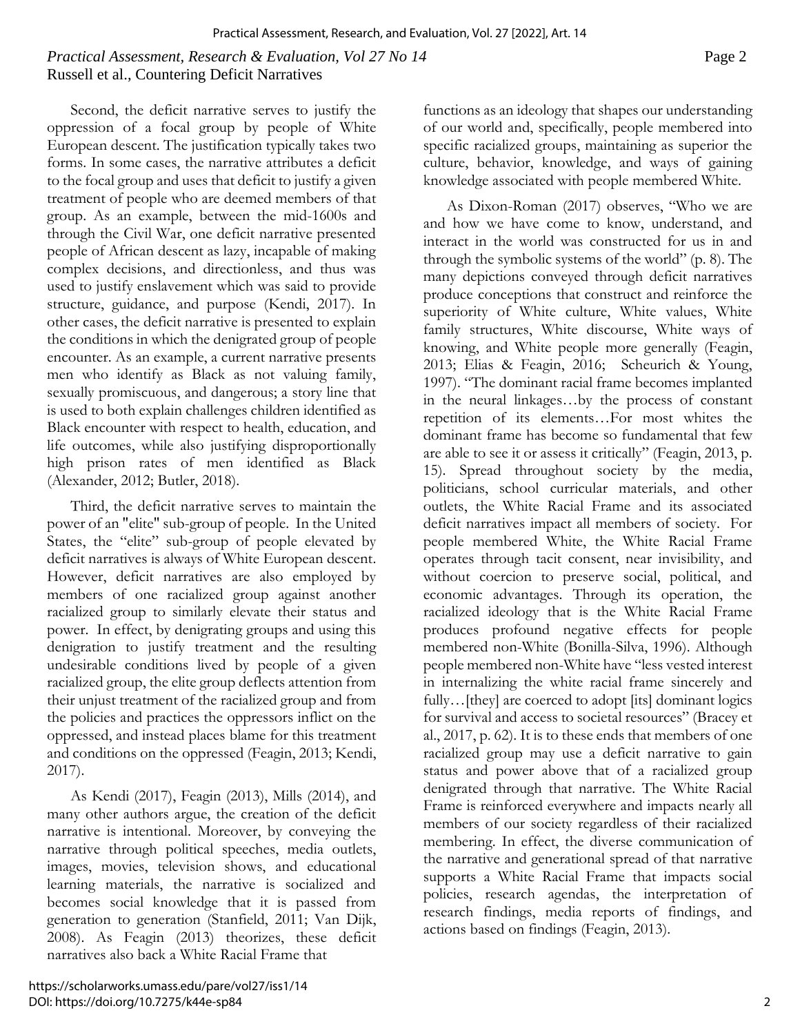Second, the deficit narrative serves to justify the oppression of a focal group by people of White European descent. The justification typically takes two forms. In some cases, the narrative attributes a deficit to the focal group and uses that deficit to justify a given treatment of people who are deemed members of that group. As an example, between the mid-1600s and through the Civil War, one deficit narrative presented people of African descent as lazy, incapable of making complex decisions, and directionless, and thus was used to justify enslavement which was said to provide structure, guidance, and purpose (Kendi, 2017). In other cases, the deficit narrative is presented to explain the conditions in which the denigrated group of people encounter. As an example, a current narrative presents men who identify as Black as not valuing family, sexually promiscuous, and dangerous; a story line that is used to both explain challenges children identified as Black encounter with respect to health, education, and life outcomes, while also justifying disproportionally high prison rates of men identified as Black (Alexander, 2012; Butler, 2018).

Third, the deficit narrative serves to maintain the power of an "elite" sub-group of people. In the United States, the "elite" sub-group of people elevated by deficit narratives is always of White European descent. However, deficit narratives are also employed by members of one racialized group against another racialized group to similarly elevate their status and power. In effect, by denigrating groups and using this denigration to justify treatment and the resulting undesirable conditions lived by people of a given racialized group, the elite group deflects attention from their unjust treatment of the racialized group and from the policies and practices the oppressors inflict on the oppressed, and instead places blame for this treatment and conditions on the oppressed (Feagin, 2013; Kendi, 2017).

As Kendi (2017), Feagin (2013), Mills (2014), and many other authors argue, the creation of the deficit narrative is intentional. Moreover, by conveying the narrative through political speeches, media outlets, images, movies, television shows, and educational learning materials, the narrative is socialized and becomes social knowledge that it is passed from generation to generation (Stanfield, 2011; Van Dijk, 2008). As Feagin (2013) theorizes, these deficit narratives also back a White Racial Frame that functions as an ideology that shapes our understanding of our world and, specifically, people membered into specific racialized groups, maintaining as superior the culture, behavior, knowledge, and ways of gaining knowledge associated with people membered White.

As Dixon-Roman (2017) observes, "Who we are and how we have come to know, understand, and interact in the world was constructed for us in and through the symbolic systems of the world" (p. 8). The many depictions conveyed through deficit narratives produce conceptions that construct and reinforce the superiority of White culture, White values, White family structures, White discourse, White ways of knowing, and White people more generally (Feagin, 2013; Elias & Feagin, 2016; Scheurich & Young, 1997). "The dominant racial frame becomes implanted in the neural linkages…by the process of constant repetition of its elements…For most whites the dominant frame has become so fundamental that few are able to see it or assess it critically" (Feagin, 2013, p. 15). Spread throughout society by the media, politicians, school curricular materials, and other outlets, the White Racial Frame and its associated deficit narratives impact all members of society. For people membered White, the White Racial Frame operates through tacit consent, near invisibility, and without coercion to preserve social, political, and economic advantages. Through its operation, the racialized ideology that is the White Racial Frame produces profound negative effects for people membered non-White (Bonilla-Silva, 1996). Although people membered non-White have "less vested interest in internalizing the white racial frame sincerely and fully…[they] are coerced to adopt [its] dominant logics for survival and access to societal resources" (Bracey et al., 2017, p. 62). It is to these ends that members of one racialized group may use a deficit narrative to gain status and power above that of a racialized group denigrated through that narrative. The White Racial Frame is reinforced everywhere and impacts nearly all members of our society regardless of their racialized membering. In effect, the diverse communication of the narrative and generational spread of that narrative supports a White Racial Frame that impacts social policies, research agendas, the interpretation of research findings, media reports of findings, and actions based on findings (Feagin, 2013).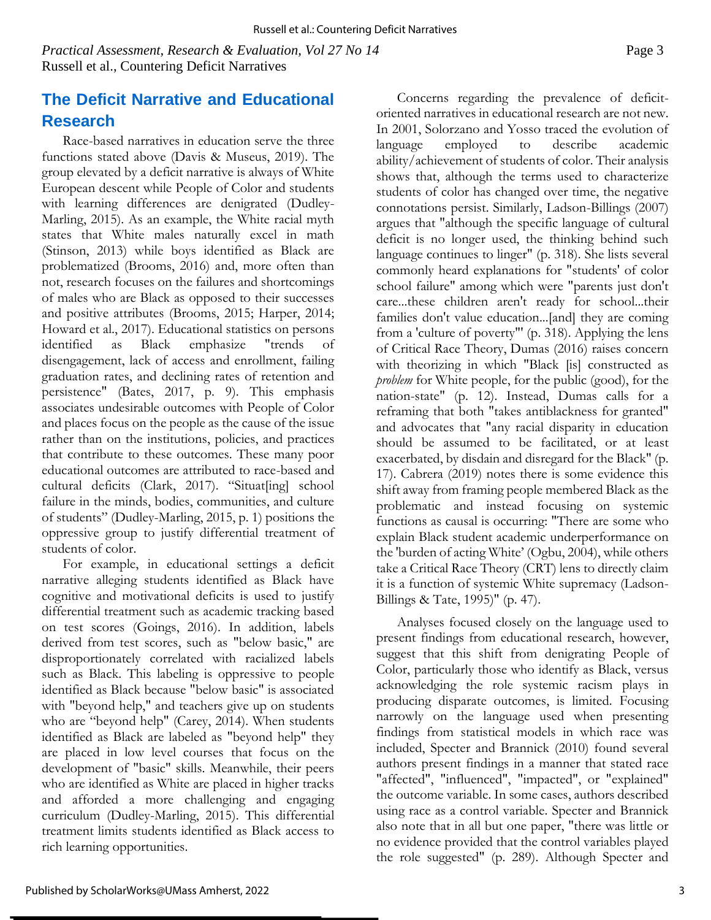## The Deficit Narrative and Educational Research

Race-based narratives in education serve the three functions stated above (Davis & Museus, 2019). The group elevated by a deficit narrative is always of White European descent while People of Color and students with learning differences are denigrated (Dudley-Marling, 2015). As an example, the White racial myth states that White males naturally excel in math (Stinson, 2013) while boys identified as Black are problematized (Brooms, 2016) and, more often than not, research focuses on the failures and shortcomings of males who are Black as opposed to their successes and positive attributes (Brooms, 2015; Harper, 2014; Howard et al., 2017). Educational statistics on persons identified as Black emphasize "trends of disengagement, lack of access and enrollment, failing graduation rates, and declining rates of retention and persistence" (Bates, 2017, p. 9). This emphasis associates undesirable outcomes with People of Color and places focus on the people as the cause of the issue rather than on the institutions, policies, and practices that contribute to these outcomes. These many poor educational outcomes are attributed to race-based and cultural deficits (Clark, 2017). "Situat[ing] school failure in the minds, bodies, communities, and culture of students" (Dudley-Marling, 2015, p. 1) positions the oppressive group to justify differential treatment of students of color.

For example, in educational settings a deficit narrative alleging students identified as Black have cognitive and motivational deficits is used to justify differential treatment such as academic tracking based on test scores (Goings, 2016). In addition, labels derived from test scores, such as "below basic," are disproportionately correlated with racialized labels such as Black. This labeling is oppressive to people identified as Black because "below basic" is associated with "beyond help," and teachers give up on students who are "beyond help" (Carey, 2014). When students identified as Black are labeled as "beyond help" they are placed in low level courses that focus on the development of "basic" skills. Meanwhile, their peers who are identified as White are placed in higher tracks and afforded a more challenging and engaging curriculum (Dudley-Marling, 2015). This differential treatment limits students identified as Black access to rich learning opportunities.

Concerns regarding the prevalence of deficit-oriented narratives in educational research are not new. In 2001, Solorzano and Yosso traced the evolution of language employed to describe academic ability/achievement of students of color. Their analysis shows that, although the terms used to characterize students of color has changed over time, the negative connotations persist. Similarly, Ladson-Billings (2007) argues that "although the specific language of cultural deficit is no longer used, the thinking behind such language continues to linger" (p. 318). She lists several commonly heard explanations for "students' of color school failure" among which were "parents just don't care...these children aren't ready for school...their families don't value education...[and] they are coming from a 'culture of poverty'" (p. 318). Applying the lens of Critical Race Theory, Dumas (2016) raises concern with theorizing in which "Black [is] constructed as *problem* for White people, for the public (good), for the nation-state" (p. 12). Instead, Dumas calls for a reframing that both "takes antiblackness for granted" and advocates that "any racial disparity in education should be assumed to be facilitated, or at least exacerbated, by disdain and disregard for the Black" (p. 17). Cabrera (2019) notes there is some evidence this shift away from framing people membered Black as the problematic and instead focusing on systemic functions as causal is occurring: "There are some who explain Black student academic underperformance on the 'burden of acting White' (Ogbu, 2004), while others take a Critical Race Theory (CRT) lens to directly claim it is a function of systemic White supremacy (Ladson-Billings & Tate, 1995)" (p. 47).

Analyses focused closely on the language used to present findings from educational research, however, suggest that this shift from denigrating People of Color, particularly those who identify as Black, versus acknowledging the role systemic racism plays in producing disparate outcomes, is limited. Focusing narrowly on the language used when presenting findings from statistical models in which race was included, Specter and Brannick (2010) found several authors present findings in a manner that stated race "affected", "influenced", "impacted", or "explained" the outcome variable. In some cases, authors described using race as a control variable. Specter and Brannick also note that in all but one paper, "there was little or no evidence provided that the control variables played the role suggested" (p. 289). Although Specter and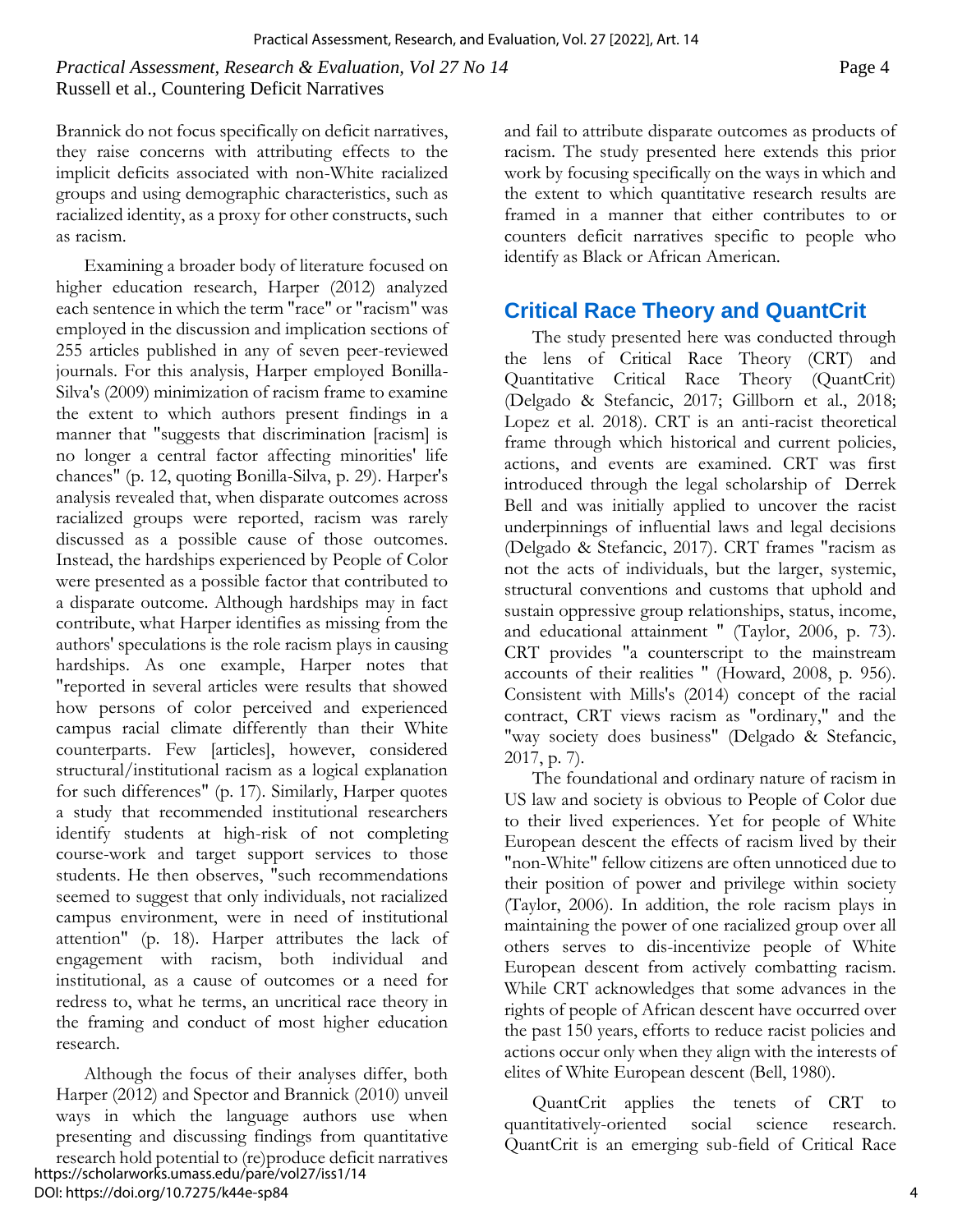Brannick do not focus specifically on deficit narratives, they raise concerns with attributing effects to the implicit deficits associated with non-White racialized groups and using demographic characteristics, such as racialized identity, as a proxy for other constructs, such as racism.

Examining a broader body of literature focused on higher education research, Harper (2012) analyzed each sentence in which the term "race" or "racism" was employed in the discussion and implication sections of 255 articles published in any of seven peer-reviewed journals. For this analysis, Harper employed Bonilla-Silva's (2009) minimization of racism frame to examine the extent to which authors present findings in a manner that "suggests that discrimination [racism] is no longer a central factor affecting minorities' life chances" (p. 12, quoting Bonilla-Silva, p. 29). Harper's analysis revealed that, when disparate outcomes across racialized groups were reported, racism was rarely discussed as a possible cause of those outcomes. Instead, the hardships experienced by People of Color were presented as a possible factor that contributed to a disparate outcome. Although hardships may in fact contribute, what Harper identifies as missing from the authors' speculations is the role racism plays in causing hardships. As one example, Harper notes that "reported in several articles were results that showed how persons of color perceived and experienced campus racial climate differently than their White counterparts. Few [articles], however, considered structural/institutional racism as a logical explanation for such differences" (p. 17). Similarly, Harper quotes a study that recommended institutional researchers identify students at high-risk of not completing course-work and target support services to those students. He then observes, "such recommendations seemed to suggest that only individuals, not racialized campus environment, were in need of institutional attention" (p. 18). Harper attributes the lack of engagement with racism, both individual and institutional, as a cause of outcomes or a need for redress to, what he terms, an uncritical race theory in the framing and conduct of most higher education research.

Although the focus of their analyses differ, both Harper (2012) and Spector and Brannick (2010) unveil ways in which the language authors use when presenting and discussing findings from quantitative research hold potential to (re)produce deficit narratives and fail to attribute disparate outcomes as products of racism. The study presented here extends this prior work by focusing specifically on the ways in which and the extent to which quantitative research results are framed in a manner that either contributes to or counters deficit narratives specific to people who identify as Black or African American.

## Critical Race Theory and QuantCrit

The study presented here was conducted through the lens of Critical Race Theory (CRT) and Quantitative Critical Race Theory (QuantCrit) (Delgado & Stefancic, 2017; Gillborn et al., 2018; Lopez et al. 2018). CRT is an anti-racist theoretical frame through which historical and current policies, actions, and events are examined. CRT was first introduced through the legal scholarship of Derrek Bell and was initially applied to uncover the racist underpinnings of influential laws and legal decisions (Delgado & Stefancic, 2017). CRT frames "racism as not the acts of individuals, but the larger, systemic, structural conventions and customs that uphold and sustain oppressive group relationships, status, income, and educational attainment " (Taylor, 2006, p. 73). CRT provides "a counterscript to the mainstream accounts of their realities " (Howard, 2008, p. 956). Consistent with Mills's (2014) concept of the racial contract, CRT views racism as "ordinary," and the "way society does business" (Delgado & Stefancic, 2017, p. 7).

The foundational and ordinary nature of racism in US law and society is obvious to People of Color due to their lived experiences. Yet for people of White European descent the effects of racism lived by their "non-White" fellow citizens are often unnoticed due to their position of power and privilege within society (Taylor, 2006). In addition, the role racism plays in maintaining the power of one racialized group over all others serves to dis-incentivize people of White European descent from actively combatting racism. While CRT acknowledges that some advances in the rights of people of African descent have occurred over the past 150 years, efforts to reduce racist policies and actions occur only when they align with the interests of elites of White European descent (Bell, 1980).

QuantCrit applies the tenets of CRT to quantitatively-oriented social science research. QuantCrit is an emerging sub-field of Critical Race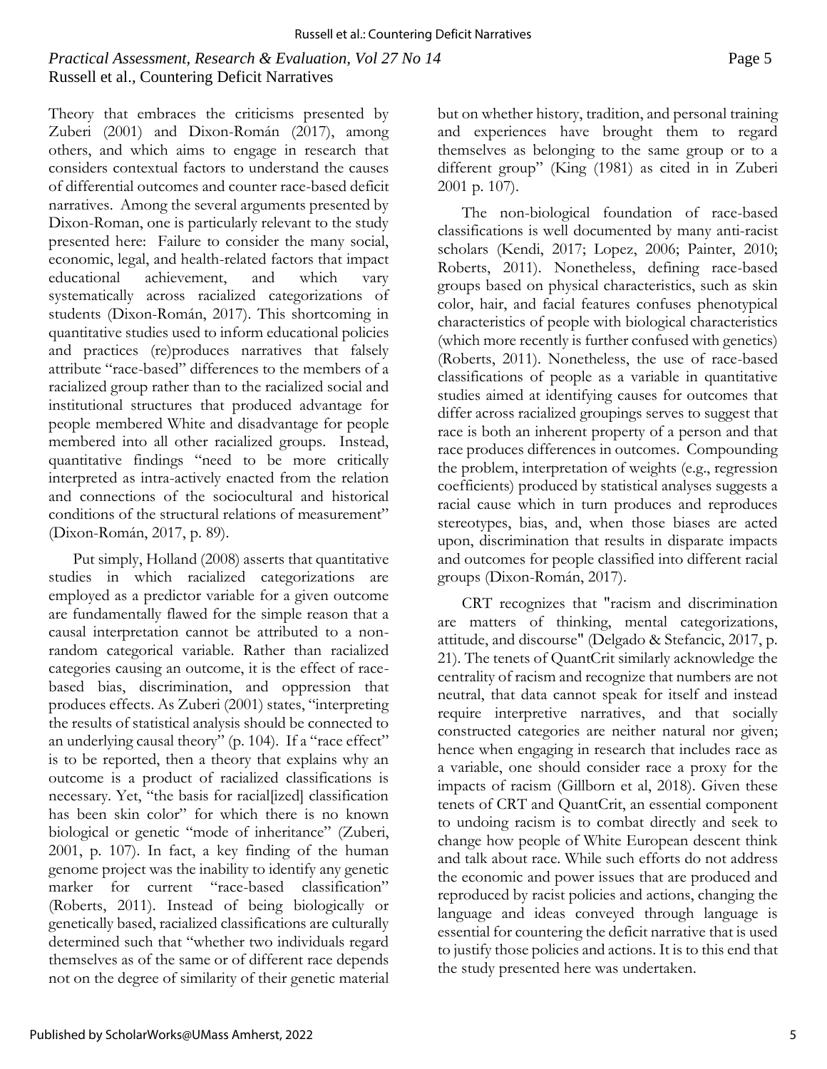Theory that embraces the criticisms presented by Zuberi (2001) and Dixon-Román (2017), among others, and which aims to engage in research that considers contextual factors to understand the causes of differential outcomes and counter race-based deficit narratives. Among the several arguments presented by Dixon-Roman, one is particularly relevant to the study presented here: Failure to consider the many social, economic, legal, and health-related factors that impact educational achievement, and which vary systematically across racialized categorizations of students (Dixon-Román, 2017). This shortcoming in quantitative studies used to inform educational policies and practices (re)produces narratives that falsely attribute "race-based" differences to the members of a racialized group rather than to the racialized social and institutional structures that produced advantage for people membered White and disadvantage for people membered into all other racialized groups. Instead, quantitative findings "need to be more critically interpreted as intra-actively enacted from the relation and connections of the sociocultural and historical conditions of the structural relations of measurement" (Dixon-Román, 2017, p. 89).

Put simply, Holland (2008) asserts that quantitative studies in which racialized categorizations are employed as a predictor variable for a given outcome are fundamentally flawed for the simple reason that a causal interpretation cannot be attributed to a non-random categorical variable. Rather than racialized categories causing an outcome, it is the effect of race-based bias, discrimination, and oppression that produces effects. As Zuberi (2001) states, "interpreting the results of statistical analysis should be connected to an underlying causal theory" (p. 104). If a "race effect" is to be reported, then a theory that explains why an outcome is a product of racialized classifications is necessary. Yet, "the basis for racial[ized] classification has been skin color" for which there is no known biological or genetic "mode of inheritance" (Zuberi, 2001, p. 107). In fact, a key finding of the human genome project was the inability to identify any genetic marker for current "race-based classification" (Roberts, 2011). Instead of being biologically or genetically based, racialized classifications are culturally determined such that "whether two individuals regard themselves as of the same or of different race depends not on the degree of similarity of their genetic material but on whether history, tradition, and personal training and experiences have brought them to regard themselves as belonging to the same group or to a different group" (King (1981) as cited in in Zuberi 2001 p. 107).

The non-biological foundation of race-based classifications is well documented by many anti-racist scholars (Kendi, 2017; Lopez, 2006; Painter, 2010; Roberts, 2011). Nonetheless, defining race-based groups based on physical characteristics, such as skin color, hair, and facial features confuses phenotypical characteristics of people with biological characteristics (which more recently is further confused with genetics) (Roberts, 2011). Nonetheless, the use of race-based classifications of people as a variable in quantitative studies aimed at identifying causes for outcomes that differ across racialized groupings serves to suggest that race is both an inherent property of a person and that race produces differences in outcomes. Compounding the problem, interpretation of weights (e.g., regression coefficients) produced by statistical analyses suggests a racial cause which in turn produces and reproduces stereotypes, bias, and, when those biases are acted upon, discrimination that results in disparate impacts and outcomes for people classified into different racial groups (Dixon-Román, 2017).

CRT recognizes that "racism and discrimination are matters of thinking, mental categorizations, attitude, and discourse" (Delgado & Stefancic, 2017, p. 21). The tenets of QuantCrit similarly acknowledge the centrality of racism and recognize that numbers are not neutral, that data cannot speak for itself and instead require interpretive narratives, and that socially constructed categories are neither natural nor given; hence when engaging in research that includes race as a variable, one should consider race a proxy for the impacts of racism (Gillborn et al, 2018). Given these tenets of CRT and QuantCrit, an essential component to undoing racism is to combat directly and seek to change how people of White European descent think and talk about race. While such efforts do not address the economic and power issues that are produced and reproduced by racist policies and actions, changing the language and ideas conveyed through language is essential for countering the deficit narrative that is used to justify those policies and actions. It is to this end that the study presented here was undertaken.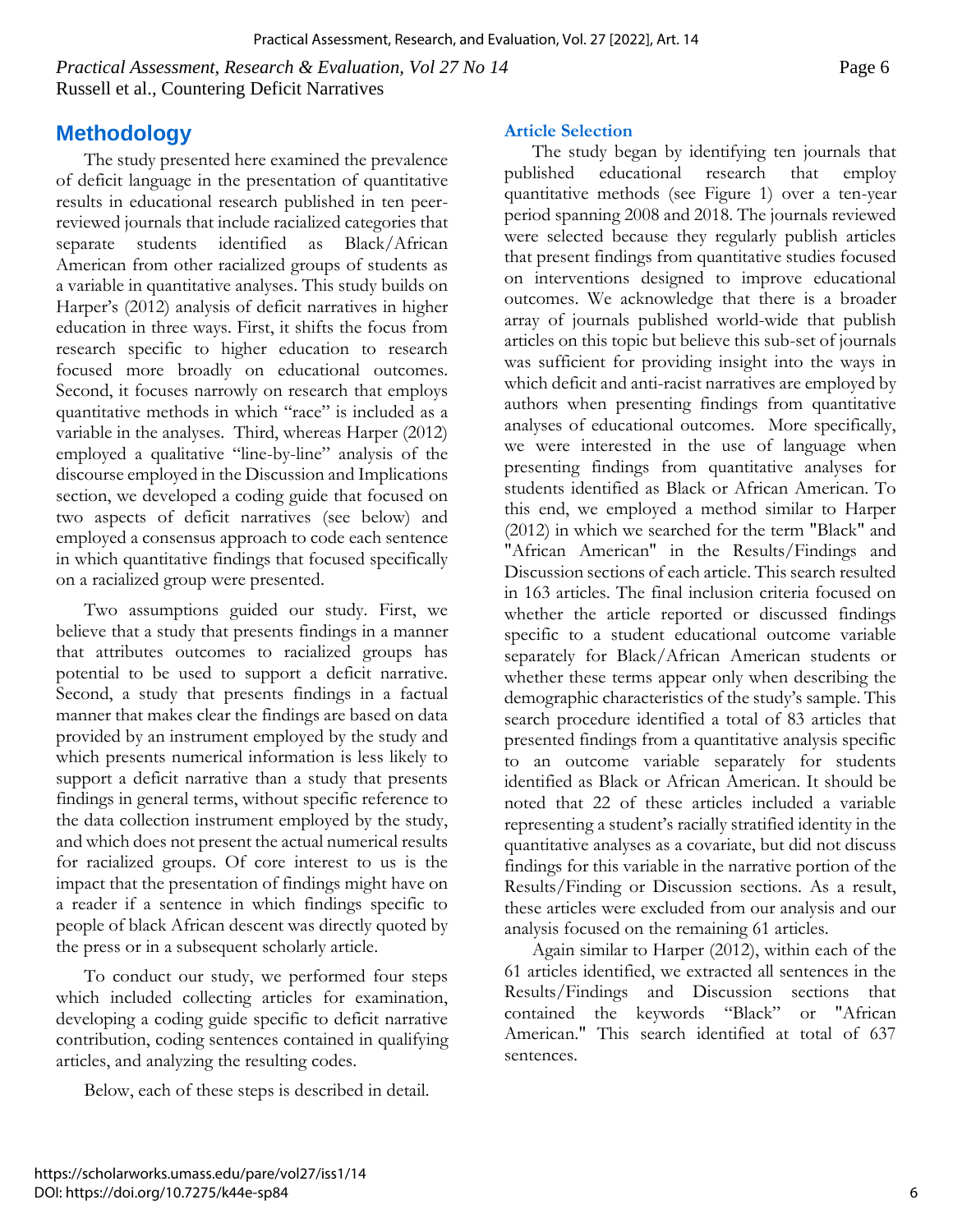## Methodology

The study presented here examined the prevalence of deficit language in the presentation of quantitative results in educational research published in ten peer-reviewed journals that include racialized categories that separate students identified as Black/African American from other racialized groups of students as a variable in quantitative analyses. This study builds on Harper's (2012) analysis of deficit narratives in higher education in three ways. First, it shifts the focus from research specific to higher education to research focused more broadly on educational outcomes. Second, it focuses narrowly on research that employs quantitative methods in which "race" is included as a variable in the analyses. Third, whereas Harper (2012) employed a qualitative "line-by-line" analysis of the discourse employed in the Discussion and Implications section, we developed a coding guide that focused on two aspects of deficit narratives (see below) and employed a consensus approach to code each sentence in which quantitative findings that focused specifically on a racialized group were presented.

Two assumptions guided our study. First, we believe that a study that presents findings in a manner that attributes outcomes to racialized groups has potential to be used to support a deficit narrative. Second, a study that presents findings in a factual manner that makes clear the findings are based on data provided by an instrument employed by the study and which presents numerical information is less likely to support a deficit narrative than a study that presents findings in general terms, without specific reference to the data collection instrument employed by the study, and which does not present the actual numerical results for racialized groups. Of core interest to us is the impact that the presentation of findings might have on a reader if a sentence in which findings specific to people of black African descent was directly quoted by the press or in a subsequent scholarly article.

To conduct our study, we performed four steps which included collecting articles for examination, developing a coding guide specific to deficit narrative contribution, coding sentences contained in qualifying articles, and analyzing the resulting codes.

Below, each of these steps is described in detail.

### Article Selection

The study began by identifying ten journals that published educational research that employ quantitative methods (see Figure 1) over a ten-year period spanning 2008 and 2018. The journals reviewed were selected because they regularly publish articles that present findings from quantitative studies focused on interventions designed to improve educational outcomes. We acknowledge that there is a broader array of journals published world-wide that publish articles on this topic but believe this sub-set of journals was sufficient for providing insight into the ways in which deficit and anti-racist narratives are employed by authors when presenting findings from quantitative analyses of educational outcomes. More specifically, we were interested in the use of language when presenting findings from quantitative analyses for students identified as Black or African American. To this end, we employed a method similar to Harper (2012) in which we searched for the term "Black" and "African American" in the Results/Findings and Discussion sections of each article. This search resulted in 163 articles. The final inclusion criteria focused on whether the article reported or discussed findings specific to a student educational outcome variable separately for Black/African American students or whether these terms appear only when describing the demographic characteristics of the study's sample. This search procedure identified a total of 83 articles that presented findings from a quantitative analysis specific to an outcome variable separately for students identified as Black or African American. It should be noted that 22 of these articles included a variable representing a student's racially stratified identity in the quantitative analyses as a covariate, but did not discuss findings for this variable in the narrative portion of the Results/Finding or Discussion sections. As a result, these articles were excluded from our analysis and our analysis focused on the remaining 61 articles.

Again similar to Harper (2012), within each of the 61 articles identified, we extracted all sentences in the Results/Findings and Discussion sections that contained the keywords "Black" or "African American." This search identified at total of 637 sentences.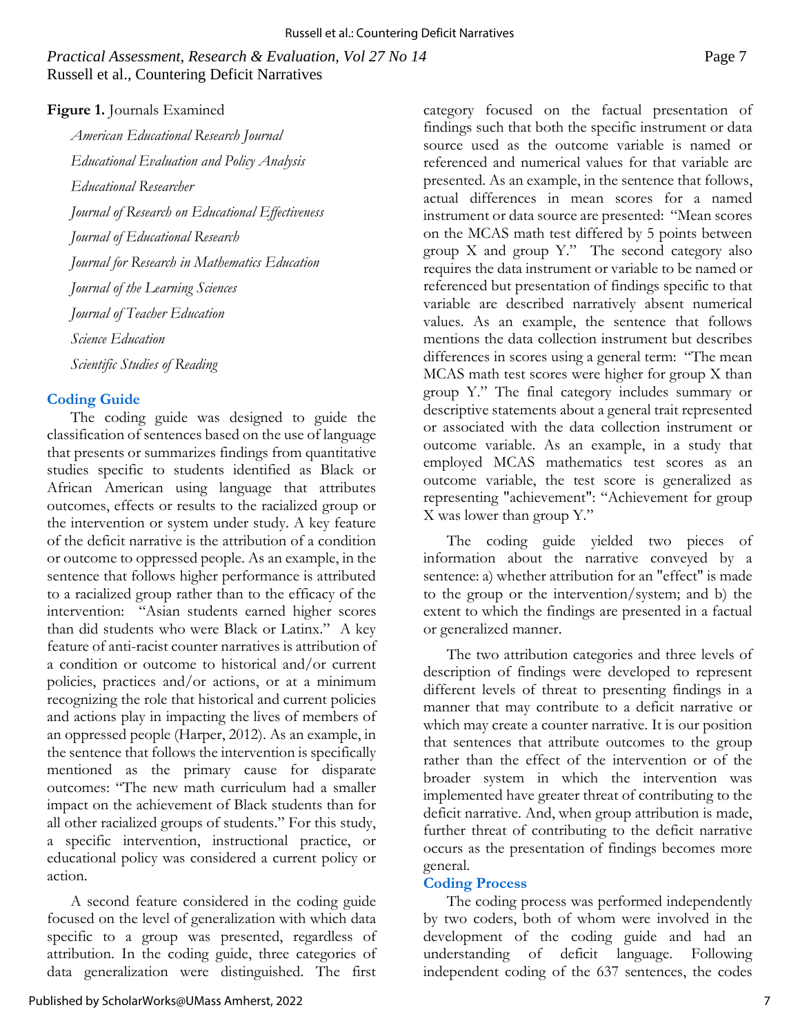**Figure 1.** Journals Examined

*American Educational Research Journal*

*Educational Evaluation and Policy Analysis*

*Educational Researcher*

*Journal of Research on Educational Effectiveness*

*Journal of Educational Research*

*Journal for Research in Mathematics Education*

*Journal of the Learning Sciences*

*Journal of Teacher Education*

*Science Education*

*Scientific Studies of Reading*

### Coding Guide

The coding guide was designed to guide the classification of sentences based on the use of language that presents or summarizes findings from quantitative studies specific to students identified as Black or African American using language that attributes outcomes, effects or results to the racialized group or the intervention or system under study. A key feature of the deficit narrative is the attribution of a condition or outcome to oppressed people. As an example, in the sentence that follows higher performance is attributed to a racialized group rather than to the efficacy of the intervention: "Asian students earned higher scores than did students who were Black or Latinx." A key feature of anti-racist counter narratives is attribution of a condition or outcome to historical and/or current policies, practices and/or actions, or at a minimum recognizing the role that historical and current policies and actions play in impacting the lives of members of an oppressed people (Harper, 2012). As an example, in the sentence that follows the intervention is specifically mentioned as the primary cause for disparate outcomes: "The new math curriculum had a smaller impact on the achievement of Black students than for all other racialized groups of students." For this study, a specific intervention, instructional practice, or educational policy was considered a current policy or action.

A second feature considered in the coding guide focused on the level of generalization with which data specific to a group was presented, regardless of attribution. In the coding guide, three categories of data generalization were distinguished. The first category focused on the factual presentation of findings such that both the specific instrument or data source used as the outcome variable is named or referenced and numerical values for that variable are presented. As an example, in the sentence that follows, actual differences in mean scores for a named instrument or data source are presented: "Mean scores on the MCAS math test differed by 5 points between group X and group Y." The second category also requires the data instrument or variable to be named or referenced but presentation of findings specific to that variable are described narratively absent numerical values. As an example, the sentence that follows mentions the data collection instrument but describes differences in scores using a general term: "The mean MCAS math test scores were higher for group X than group Y." The final category includes summary or descriptive statements about a general trait represented or associated with the data collection instrument or outcome variable. As an example, in a study that employed MCAS mathematics test scores as an outcome variable, the test score is generalized as representing "achievement": "Achievement for group X was lower than group Y."

The coding guide yielded two pieces of information about the narrative conveyed by a sentence: a) whether attribution for an "effect" is made to the group or the intervention/system; and b) the extent to which the findings are presented in a factual or generalized manner.

The two attribution categories and three levels of description of findings were developed to represent different levels of threat to presenting findings in a manner that may contribute to a deficit narrative or which may create a counter narrative. It is our position that sentences that attribute outcomes to the group rather than the effect of the intervention or of the broader system in which the intervention was implemented have greater threat of contributing to the deficit narrative. And, when group attribution is made, further threat of contributing to the deficit narrative occurs as the presentation of findings becomes more general.

### Coding Process

The coding process was performed independently by two coders, both of whom were involved in the development of the coding guide and had an understanding of deficit language. Following independent coding of the 637 sentences, the codes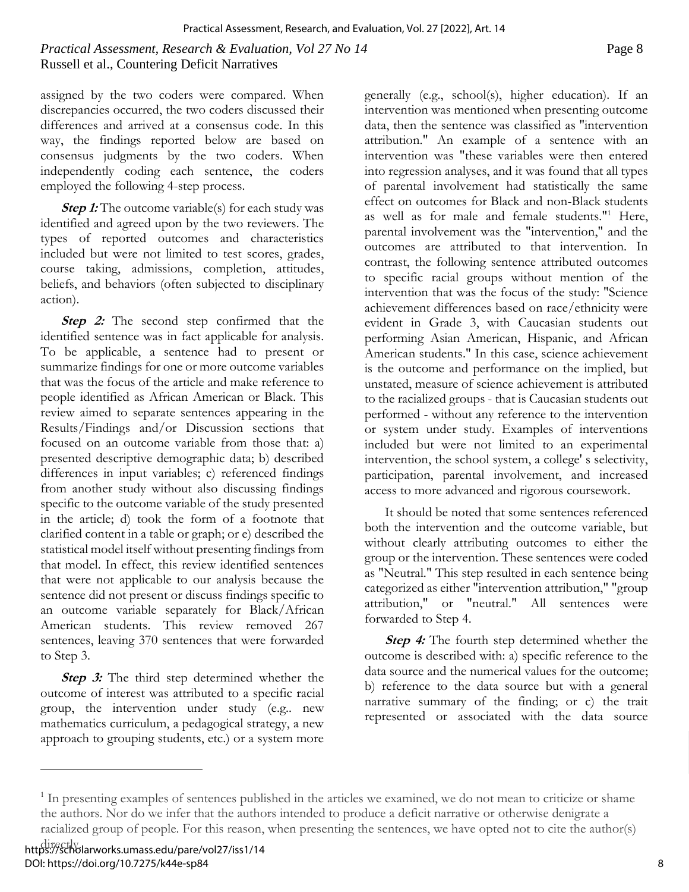assigned by the two coders were compared. When discrepancies occurred, the two coders discussed their differences and arrived at a consensus code. In this way, the findings reported below are based on consensus judgments by the two coders. When independently coding each sentence, the coders employed the following 4-step process.

***Step 1:*** The outcome variable(s) for each study was identified and agreed upon by the two reviewers. The types of reported outcomes and characteristics included but were not limited to test scores, grades, course taking, admissions, completion, attitudes, beliefs, and behaviors (often subjected to disciplinary action).

***Step 2:*** The second step confirmed that the identified sentence was in fact applicable for analysis. To be applicable, a sentence had to present or summarize findings for one or more outcome variables that was the focus of the article and make reference to people identified as African American or Black. This review aimed to separate sentences appearing in the Results/Findings and/or Discussion sections that focused on an outcome variable from those that: a) presented descriptive demographic data; b) described differences in input variables; c) referenced findings from another study without also discussing findings specific to the outcome variable of the study presented in the article; d) took the form of a footnote that clarified content in a table or graph; or e) described the statistical model itself without presenting findings from that model. In effect, this review identified sentences that were not applicable to our analysis because the sentence did not present or discuss findings specific to an outcome variable separately for Black/African American students. This review removed 267 sentences, leaving 370 sentences that were forwarded to Step 3.

***Step 3:*** The third step determined whether the outcome of interest was attributed to a specific racial group, the intervention under study (e.g.. new mathematics curriculum, a pedagogical strategy, a new approach to grouping students, etc.) or a system more generally (e.g., school(s), higher education). If an intervention was mentioned when presenting outcome data, then the sentence was classified as "intervention attribution." An example of a sentence with an intervention was "these variables were then entered into regression analyses, and it was found that all types of parental involvement had statistically the same effect on outcomes for Black and non-Black students as well as for male and female students."[1] Here, parental involvement was the "intervention," and the outcomes are attributed to that intervention. In contrast, the following sentence attributed outcomes to specific racial groups without mention of the intervention that was the focus of the study: "Science achievement differences based on race/ethnicity were evident in Grade 3, with Caucasian students out performing Asian American, Hispanic, and African American students." In this case, science achievement is the outcome and performance on the implied, but unstated, measure of science achievement is attributed to the racialized groups - that is Caucasian students out performed - without any reference to the intervention or system under study. Examples of interventions included but were not limited to an experimental intervention, the school system, a college' s selectivity, participation, parental involvement, and increased access to more advanced and rigorous coursework.

It should be noted that some sentences referenced both the intervention and the outcome variable, but without clearly attributing outcomes to either the group or the intervention. These sentences were coded as "Neutral." This step resulted in each sentence being categorized as either "intervention attribution," "group attribution," or "neutral." All sentences were forwarded to Step 4.

***Step 4:*** The fourth step determined whether the outcome is described with: a) specific reference to the data source and the numerical values for the outcome; b) reference to the data source but with a general narrative summary of the finding; or c) the trait represented or associated with the data source

[1] In presenting examples of sentences published in the articles we examined, we do not mean to criticize or shame the authors. Nor do we infer that the authors intended to produce a deficit narrative or otherwise denigrate a racialized group of people. For this reason, when presenting the sentences, we have opted not to cite the author(s) directly.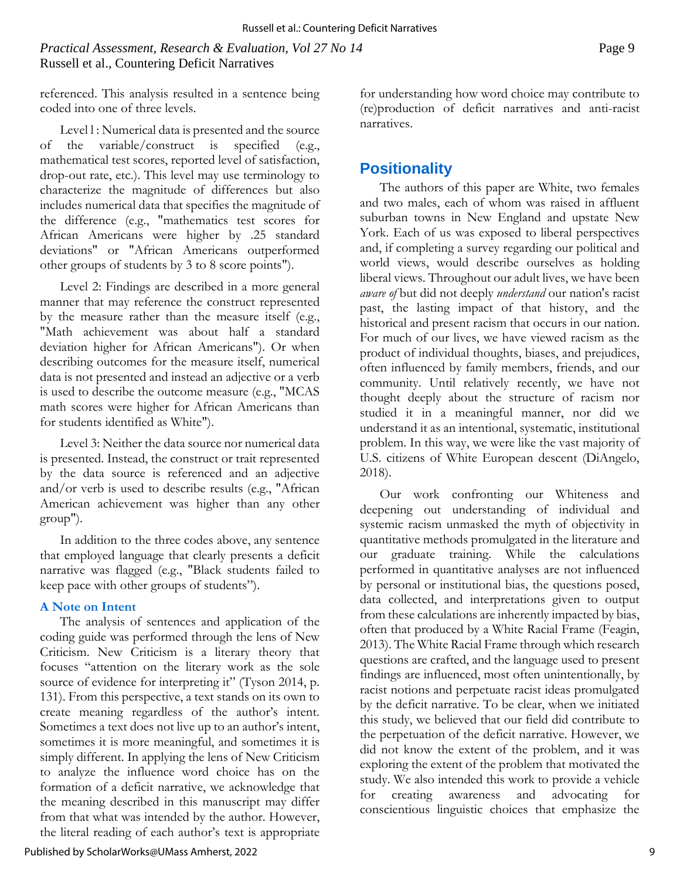referenced. This analysis resulted in a sentence being coded into one of three levels.

Level 1: Numerical data is presented and the source of the variable/construct is specified (e.g., mathematical test scores, reported level of satisfaction, drop-out rate, etc.). This level may use terminology to characterize the magnitude of differences but also includes numerical data that specifies the magnitude of the difference (e.g., "mathematics test scores for African Americans were higher by .25 standard deviations" or "African Americans outperformed other groups of students by 3 to 8 score points").

Level 2: Findings are described in a more general manner that may reference the construct represented by the measure rather than the measure itself (e.g., "Math achievement was about half a standard deviation higher for African Americans"). Or when describing outcomes for the measure itself, numerical data is not presented and instead an adjective or a verb is used to describe the outcome measure (e.g., "MCAS math scores were higher for African Americans than for students identified as White").

Level 3: Neither the data source nor numerical data is presented. Instead, the construct or trait represented by the data source is referenced and an adjective and/or verb is used to describe results (e.g., "African American achievement was higher than any other group").

In addition to the three codes above, any sentence that employed language that clearly presents a deficit narrative was flagged (e.g., "Black students failed to keep pace with other groups of students").

### A Note on Intent

The analysis of sentences and application of the coding guide was performed through the lens of New Criticism. New Criticism is a literary theory that focuses "attention on the literary work as the sole source of evidence for interpreting it" (Tyson 2014, p. 131). From this perspective, a text stands on its own to create meaning regardless of the author's intent. Sometimes a text does not live up to an author's intent, sometimes it is more meaningful, and sometimes it is simply different. In applying the lens of New Criticism to analyze the influence word choice has on the formation of a deficit narrative, we acknowledge that the meaning described in this manuscript may differ from that what was intended by the author. However, the literal reading of each author's text is appropriate for understanding how word choice may contribute to (re)production of deficit narratives and anti-racist narratives.

## Positionality

The authors of this paper are White, two females and two males, each of whom was raised in affluent suburban towns in New England and upstate New York. Each of us was exposed to liberal perspectives and, if completing a survey regarding our political and world views, would describe ourselves as holding liberal views. Throughout our adult lives, we have been *aware of* but did not deeply *understand* our nation's racist past, the lasting impact of that history, and the historical and present racism that occurs in our nation. For much of our lives, we have viewed racism as the product of individual thoughts, biases, and prejudices, often influenced by family members, friends, and our community. Until relatively recently, we have not thought deeply about the structure of racism nor studied it in a meaningful manner, nor did we understand it as an intentional, systematic, institutional problem. In this way, we were like the vast majority of U.S. citizens of White European descent (DiAngelo, 2018).

Our work confronting our Whiteness and deepening out understanding of individual and systemic racism unmasked the myth of objectivity in quantitative methods promulgated in the literature and our graduate training. While the calculations performed in quantitative analyses are not influenced by personal or institutional bias, the questions posed, data collected, and interpretations given to output from these calculations are inherently impacted by bias, often that produced by a White Racial Frame (Feagin, 2013). The White Racial Frame through which research questions are crafted, and the language used to present findings are influenced, most often unintentionally, by racist notions and perpetuate racist ideas promulgated by the deficit narrative. To be clear, when we initiated this study, we believed that our field did contribute to the perpetuation of the deficit narrative. However, we did not know the extent of the problem, and it was exploring the extent of the problem that motivated the study. We also intended this work to provide a vehicle for creating awareness and advocating for conscientious linguistic choices that emphasize the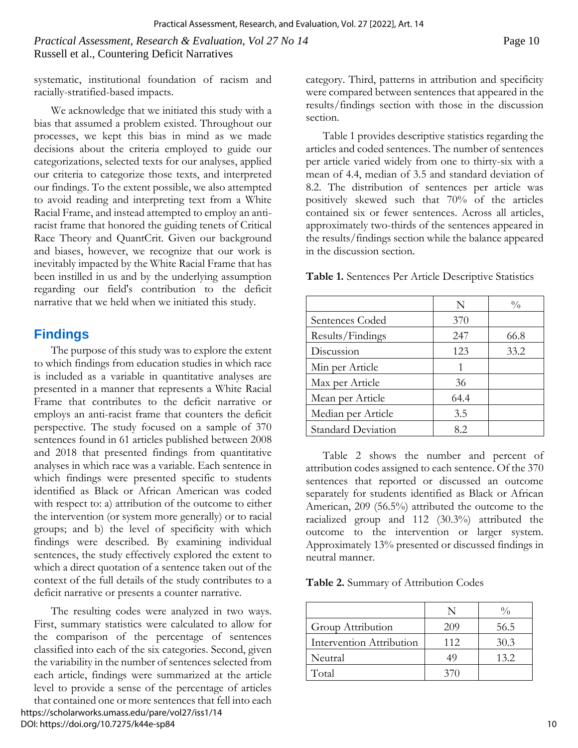systematic, institutional foundation of racism and racially-stratified-based impacts.

We acknowledge that we initiated this study with a bias that assumed a problem existed. Throughout our processes, we kept this bias in mind as we made decisions about the criteria employed to guide our categorizations, selected texts for our analyses, applied our criteria to categorize those texts, and interpreted our findings. To the extent possible, we also attempted to avoid reading and interpreting text from a White Racial Frame, and instead attempted to employ an anti-racist frame that honored the guiding tenets of Critical Race Theory and QuantCrit. Given our background and biases, however, we recognize that our work is inevitably impacted by the White Racial Frame that has been instilled in us and by the underlying assumption regarding our field's contribution to the deficit narrative that we held when we initiated this study.

## Findings

The purpose of this study was to explore the extent to which findings from education studies in which race is included as a variable in quantitative analyses are presented in a manner that represents a White Racial Frame that contributes to the deficit narrative or employs an anti-racist frame that counters the deficit perspective. The study focused on a sample of 370 sentences found in 61 articles published between 2008 and 2018 that presented findings from quantitative analyses in which race was a variable. Each sentence in which findings were presented specific to students identified as Black or African American was coded with respect to: a) attribution of the outcome to either the intervention (or system more generally) or to racial groups; and b) the level of specificity with which findings were described. By examining individual sentences, the study effectively explored the extent to which a direct quotation of a sentence taken out of the context of the full details of the study contributes to a deficit narrative or presents a counter narrative.

The resulting codes were analyzed in two ways. First, summary statistics were calculated to allow for the comparison of the percentage of sentences classified into each of the six categories. Second, given the variability in the number of sentences selected from each article, findings were summarized at the article level to provide a sense of the percentage of articles that contained one or more sentences that fell into each category. Third, patterns in attribution and specificity were compared between sentences that appeared in the results/findings section with those in the discussion section.

Table 1 provides descriptive statistics regarding the articles and coded sentences. The number of sentences per article varied widely from one to thirty-six with a mean of 4.4, median of 3.5 and standard deviation of 8.2. The distribution of sentences per article was positively skewed such that 70% of the articles contained six or fewer sentences. Across all articles, approximately two-thirds of the sentences appeared in the results/findings section while the balance appeared in the discussion section.

**Table 1.** Sentences Per Article Descriptive Statistics

| | N | % |
|---|---|---|
| Sentences Coded | 370 | |
| Results/Findings | 247 | 66.8 |
| Discussion | 123 | 33.2 |
| Min per Article | 1 | |
| Max per Article | 36 | |
| Mean per Article | 64.4 | |
| Median per Article | 3.5 | |
| Standard Deviation | 8.2 | |

Table 2 shows the number and percent of attribution codes assigned to each sentence. Of the 370 sentences that reported or discussed an outcome separately for students identified as Black or African American, 209 (56.5%) attributed the outcome to the racialized group and 112 (30.3%) attributed the outcome to the intervention or larger system. Approximately 13% presented or discussed findings in neutral manner.

**Table 2.** Summary of Attribution Codes

| | N | % |
|---|---|---|
| Group Attribution | 209 | 56.5 |
| Intervention Attribution | 112 | 30.3 |
| Neutral | 49 | 13.2 |
| Total | 370 | |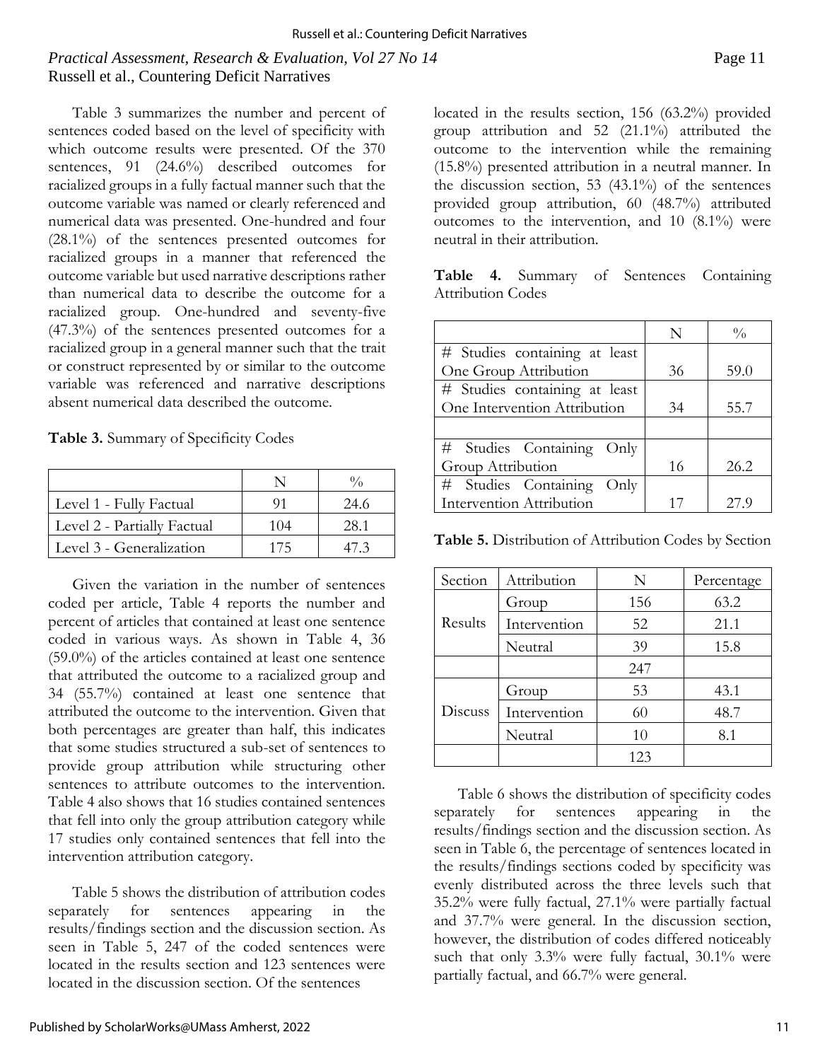Table 3 summarizes the number and percent of sentences coded based on the level of specificity with which outcome results were presented. Of the 370 sentences, 91 (24.6%) described outcomes for racialized groups in a fully factual manner such that the outcome variable was named or clearly referenced and numerical data was presented. One-hundred and four (28.1%) of the sentences presented outcomes for racialized groups in a manner that referenced the outcome variable but used narrative descriptions rather than numerical data to describe the outcome for a racialized group. One-hundred and seventy-five (47.3%) of the sentences presented outcomes for a racialized group in a general manner such that the trait or construct represented by or similar to the outcome variable was referenced and narrative descriptions absent numerical data described the outcome.

**Table 3.** Summary of Specificity Codes

| | N | % |
|---|---|---|
| Level 1 - Fully Factual | 91 | 24.6 |
| Level 2 - Partially Factual | 104 | 28.1 |
| Level 3 - Generalization | 175 | 47.3 |

Given the variation in the number of sentences coded per article, Table 4 reports the number and percent of articles that contained at least one sentence coded in various ways. As shown in Table 4, 36 (59.0%) of the articles contained at least one sentence that attributed the outcome to a racialized group and 34 (55.7%) contained at least one sentence that attributed the outcome to the intervention. Given that both percentages are greater than half, this indicates that some studies structured a sub-set of sentences to provide group attribution while structuring other sentences to attribute outcomes to the intervention. Table 4 also shows that 16 studies contained sentences that fell into only the group attribution category while 17 studies only contained sentences that fell into the intervention attribution category.

Table 5 shows the distribution of attribution codes separately for sentences appearing in the results/findings section and the discussion section. As seen in Table 5, 247 of the coded sentences were located in the results section and 123 sentences were located in the discussion section. Of the sentences located in the results section, 156 (63.2%) provided group attribution and 52 (21.1%) attributed the outcome to the intervention while the remaining (15.8%) presented attribution in a neutral manner. In the discussion section, 53 (43.1%) of the sentences provided group attribution, 60 (48.7%) attributed outcomes to the intervention, and 10 (8.1%) were neutral in their attribution.

**Table 4.** Summary of Sentences Containing Attribution Codes

| | N | % |
|---|---|---|
| # Studies containing at least One Group Attribution | 36 | 59.0 |
| # Studies containing at least One Intervention Attribution | 34 | 55.7 |
| | | |
| # Studies Containing Only Group Attribution | 16 | 26.2 |
| # Studies Containing Only Intervention Attribution | 17 | 27.9 |

**Table 5.** Distribution of Attribution Codes by Section

| Section | Attribution | N | Percentage |
|---|---|---|---|
| Results | Group | 156 | 63.2 |
| | Intervention | 52 | 21.1 |
| | Neutral | 39 | 15.8 |
| | | 247 | |
| Discuss | Group | 53 | 43.1 |
| | Intervention | 60 | 48.7 |
| | Neutral | 10 | 8.1 |
| | | 123 | |

Table 6 shows the distribution of specificity codes separately for sentences appearing in the results/findings section and the discussion section. As seen in Table 6, the percentage of sentences located in the results/findings sections coded by specificity was evenly distributed across the three levels such that 35.2% were fully factual, 27.1% were partially factual and 37.7% were general. In the discussion section, however, the distribution of codes differed noticeably such that only 3.3% were fully factual, 30.1% were partially factual, and 66.7% were general.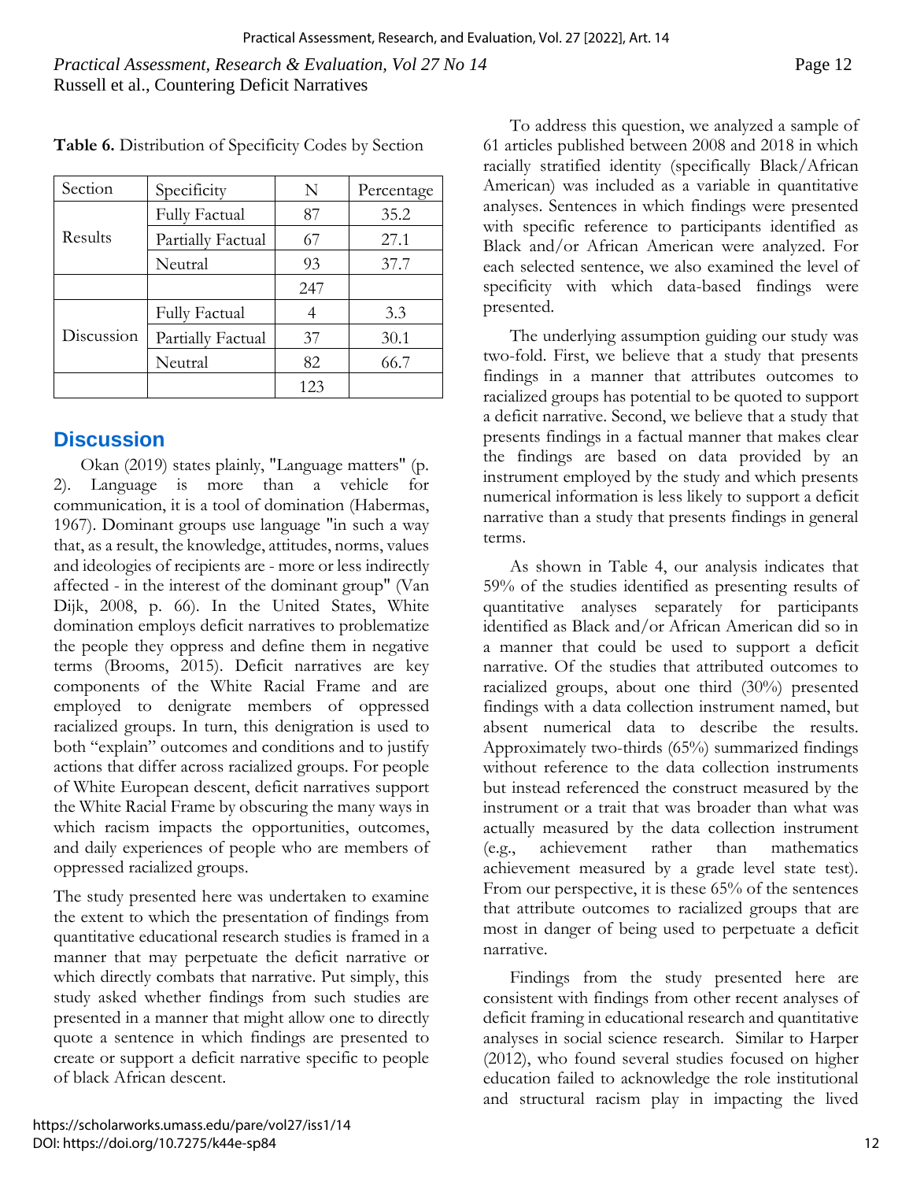**Table 6.** Distribution of Specificity Codes by Section

| Section | Specificity | N | Percentage |
|---|---|---|---|
| Results | Fully Factual | 87 | 35.2 |
| | Partially Factual | 67 | 27.1 |
| | Neutral | 93 | 37.7 |
| | | 247 | |
| Discussion | Fully Factual | 4 | 3.3 |
| | Partially Factual | 37 | 30.1 |
| | Neutral | 82 | 66.7 |
| | | 123 | |

## Discussion

Okan (2019) states plainly, "Language matters" (p. 2). Language is more than a vehicle for communication, it is a tool of domination (Habermas, 1967). Dominant groups use language "in such a way that, as a result, the knowledge, attitudes, norms, values and ideologies of recipients are - more or less indirectly affected - in the interest of the dominant group" (Van Dijk, 2008, p. 66). In the United States, White domination employs deficit narratives to problematize the people they oppress and define them in negative terms (Brooms, 2015). Deficit narratives are key components of the White Racial Frame and are employed to denigrate members of oppressed racialized groups. In turn, this denigration is used to both "explain" outcomes and conditions and to justify actions that differ across racialized groups. For people of White European descent, deficit narratives support the White Racial Frame by obscuring the many ways in which racism impacts the opportunities, outcomes, and daily experiences of people who are members of oppressed racialized groups.

The study presented here was undertaken to examine the extent to which the presentation of findings from quantitative educational research studies is framed in a manner that may perpetuate the deficit narrative or which directly combats that narrative. Put simply, this study asked whether findings from such studies are presented in a manner that might allow one to directly quote a sentence in which findings are presented to create or support a deficit narrative specific to people of black African descent.

To address this question, we analyzed a sample of 61 articles published between 2008 and 2018 in which racially stratified identity (specifically Black/African American) was included as a variable in quantitative analyses. Sentences in which findings were presented with specific reference to participants identified as Black and/or African American were analyzed. For each selected sentence, we also examined the level of specificity with which data-based findings were presented.

The underlying assumption guiding our study was two-fold. First, we believe that a study that presents findings in a manner that attributes outcomes to racialized groups has potential to be quoted to support a deficit narrative. Second, we believe that a study that presents findings in a factual manner that makes clear the findings are based on data provided by an instrument employed by the study and which presents numerical information is less likely to support a deficit narrative than a study that presents findings in general terms.

As shown in Table 4, our analysis indicates that 59% of the studies identified as presenting results of quantitative analyses separately for participants identified as Black and/or African American did so in a manner that could be used to support a deficit narrative. Of the studies that attributed outcomes to racialized groups, about one third (30%) presented findings with a data collection instrument named, but absent numerical data to describe the results. Approximately two-thirds (65%) summarized findings without reference to the data collection instruments but instead referenced the construct measured by the instrument or a trait that was broader than what was actually measured by the data collection instrument (e.g., achievement rather than mathematics achievement measured by a grade level state test). From our perspective, it is these 65% of the sentences that attribute outcomes to racialized groups that are most in danger of being used to perpetuate a deficit narrative.

Findings from the study presented here are consistent with findings from other recent analyses of deficit framing in educational research and quantitative analyses in social science research. Similar to Harper (2012), who found several studies focused on higher education failed to acknowledge the role institutional and structural racism play in impacting the lived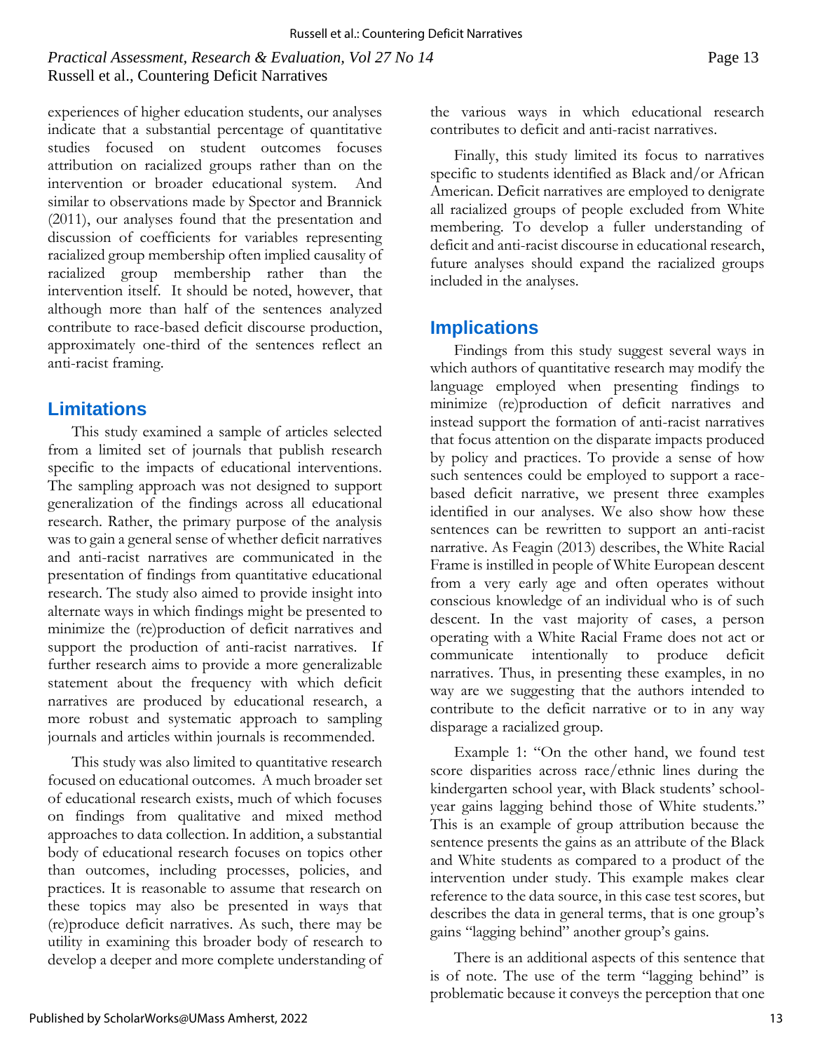experiences of higher education students, our analyses indicate that a substantial percentage of quantitative studies focused on student outcomes focuses attribution on racialized groups rather than on the intervention or broader educational system. And similar to observations made by Spector and Brannick (2011), our analyses found that the presentation and discussion of coefficients for variables representing racialized group membership often implied causality of racialized group membership rather than the intervention itself. It should be noted, however, that although more than half of the sentences analyzed contribute to race-based deficit discourse production, approximately one-third of the sentences reflect an anti-racist framing.

## Limitations

This study examined a sample of articles selected from a limited set of journals that publish research specific to the impacts of educational interventions. The sampling approach was not designed to support generalization of the findings across all educational research. Rather, the primary purpose of the analysis was to gain a general sense of whether deficit narratives and anti-racist narratives are communicated in the presentation of findings from quantitative educational research. The study also aimed to provide insight into alternate ways in which findings might be presented to minimize the (re)production of deficit narratives and support the production of anti-racist narratives. If further research aims to provide a more generalizable statement about the frequency with which deficit narratives are produced by educational research, a more robust and systematic approach to sampling journals and articles within journals is recommended.

This study was also limited to quantitative research focused on educational outcomes. A much broader set of educational research exists, much of which focuses on findings from qualitative and mixed method approaches to data collection. In addition, a substantial body of educational research focuses on topics other than outcomes, including processes, policies, and practices. It is reasonable to assume that research on these topics may also be presented in ways that (re)produce deficit narratives. As such, there may be utility in examining this broader body of research to develop a deeper and more complete understanding of the various ways in which educational research contributes to deficit and anti-racist narratives.

Finally, this study limited its focus to narratives specific to students identified as Black and/or African American. Deficit narratives are employed to denigrate all racialized groups of people excluded from White membering. To develop a fuller understanding of deficit and anti-racist discourse in educational research, future analyses should expand the racialized groups included in the analyses.

## Implications

Findings from this study suggest several ways in which authors of quantitative research may modify the language employed when presenting findings to minimize (re)production of deficit narratives and instead support the formation of anti-racist narratives that focus attention on the disparate impacts produced by policy and practices. To provide a sense of how such sentences could be employed to support a race-based deficit narrative, we present three examples identified in our analyses. We also show how these sentences can be rewritten to support an anti-racist narrative. As Feagin (2013) describes, the White Racial Frame is instilled in people of White European descent from a very early age and often operates without conscious knowledge of an individual who is of such descent. In the vast majority of cases, a person operating with a White Racial Frame does not act or communicate intentionally to produce deficit narratives. Thus, in presenting these examples, in no way are we suggesting that the authors intended to contribute to the deficit narrative or to in any way disparage a racialized group.

Example 1: "On the other hand, we found test score disparities across race/ethnic lines during the kindergarten school year, with Black students' school-year gains lagging behind those of White students." This is an example of group attribution because the sentence presents the gains as an attribute of the Black and White students as compared to a product of the intervention under study. This example makes clear reference to the data source, in this case test scores, but describes the data in general terms, that is one group's gains "lagging behind" another group's gains.

There is an additional aspects of this sentence that is of note. The use of the term "lagging behind" is problematic because it conveys the perception that one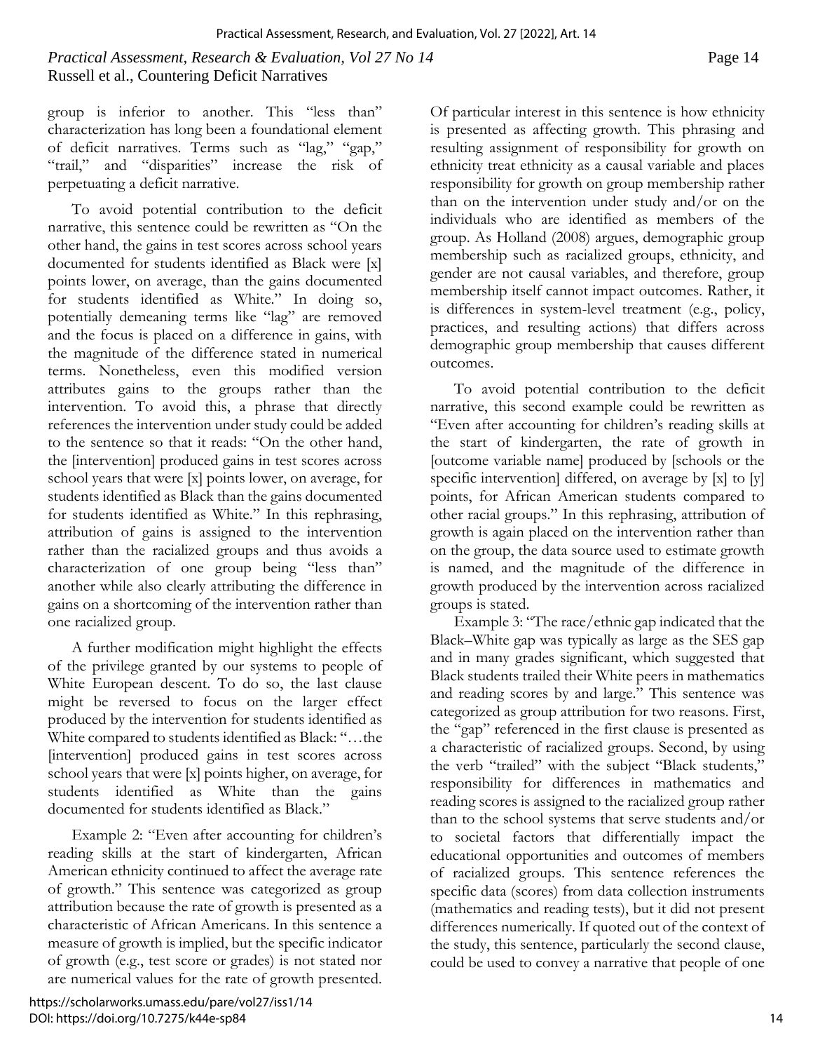group is inferior to another. This "less than" characterization has long been a foundational element of deficit narratives. Terms such as "lag," "gap," "trail," and "disparities" increase the risk of perpetuating a deficit narrative.

To avoid potential contribution to the deficit narrative, this sentence could be rewritten as "On the other hand, the gains in test scores across school years documented for students identified as Black were [x] points lower, on average, than the gains documented for students identified as White." In doing so, potentially demeaning terms like "lag" are removed and the focus is placed on a difference in gains, with the magnitude of the difference stated in numerical terms. Nonetheless, even this modified version attributes gains to the groups rather than the intervention. To avoid this, a phrase that directly references the intervention under study could be added to the sentence so that it reads: "On the other hand, the [intervention] produced gains in test scores across school years that were [x] points lower, on average, for students identified as Black than the gains documented for students identified as White." In this rephrasing, attribution of gains is assigned to the intervention rather than the racialized groups and thus avoids a characterization of one group being "less than" another while also clearly attributing the difference in gains on a shortcoming of the intervention rather than one racialized group.

A further modification might highlight the effects of the privilege granted by our systems to people of White European descent. To do so, the last clause might be reversed to focus on the larger effect produced by the intervention for students identified as White compared to students identified as Black: "…the [intervention] produced gains in test scores across school years that were [x] points higher, on average, for students identified as White than the gains documented for students identified as Black."

Example 2: "Even after accounting for children's reading skills at the start of kindergarten, African American ethnicity continued to affect the average rate of growth." This sentence was categorized as group attribution because the rate of growth is presented as a characteristic of African Americans. In this sentence a measure of growth is implied, but the specific indicator of growth (e.g., test score or grades) is not stated nor are numerical values for the rate of growth presented. Of particular interest in this sentence is how ethnicity is presented as affecting growth. This phrasing and resulting assignment of responsibility for growth on ethnicity treat ethnicity as a causal variable and places responsibility for growth on group membership rather than on the intervention under study and/or on the individuals who are identified as members of the group. As Holland (2008) argues, demographic group membership such as racialized groups, ethnicity, and gender are not causal variables, and therefore, group membership itself cannot impact outcomes. Rather, it is differences in system-level treatment (e.g., policy, practices, and resulting actions) that differs across demographic group membership that causes different outcomes.

To avoid potential contribution to the deficit narrative, this second example could be rewritten as "Even after accounting for children's reading skills at the start of kindergarten, the rate of growth in [outcome variable name] produced by [schools or the specific intervention] differed, on average by [x] to [y] points, for African American students compared to other racial groups." In this rephrasing, attribution of growth is again placed on the intervention rather than on the group, the data source used to estimate growth is named, and the magnitude of the difference in growth produced by the intervention across racialized groups is stated.

Example 3: "The race/ethnic gap indicated that the Black–White gap was typically as large as the SES gap and in many grades significant, which suggested that Black students trailed their White peers in mathematics and reading scores by and large." This sentence was categorized as group attribution for two reasons. First, the "gap" referenced in the first clause is presented as a characteristic of racialized groups. Second, by using the verb "trailed" with the subject "Black students," responsibility for differences in mathematics and reading scores is assigned to the racialized group rather than to the school systems that serve students and/or to societal factors that differentially impact the educational opportunities and outcomes of members of racialized groups. This sentence references the specific data (scores) from data collection instruments (mathematics and reading tests), but it did not present differences numerically. If quoted out of the context of the study, this sentence, particularly the second clause, could be used to convey a narrative that people of one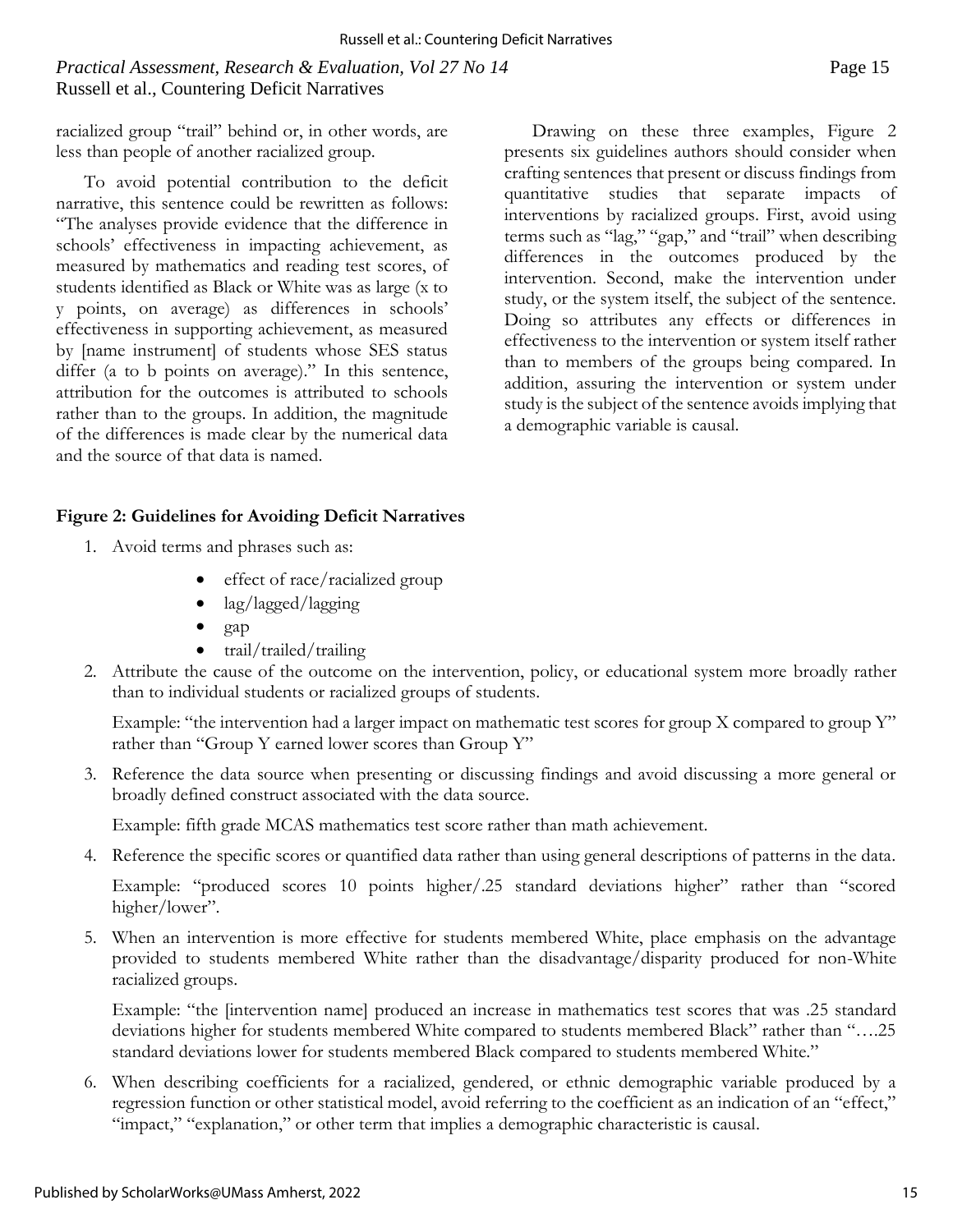racialized group "trail" behind or, in other words, are less than people of another racialized group.

To avoid potential contribution to the deficit narrative, this sentence could be rewritten as follows: "The analyses provide evidence that the difference in schools' effectiveness in impacting achievement, as measured by mathematics and reading test scores, of students identified as Black or White was as large (x to y points, on average) as differences in schools' effectiveness in supporting achievement, as measured by [name instrument] of students whose SES status differ (a to b points on average)." In this sentence, attribution for the outcomes is attributed to schools rather than to the groups. In addition, the magnitude of the differences is made clear by the numerical data and the source of that data is named.

Drawing on these three examples, Figure 2 presents six guidelines authors should consider when crafting sentences that present or discuss findings from quantitative studies that separate impacts of interventions by racialized groups. First, avoid using terms such as "lag," "gap," and "trail" when describing differences in the outcomes produced by the intervention. Second, make the intervention under study, or the system itself, the subject of the sentence. Doing so attributes any effects or differences in effectiveness to the intervention or system itself rather than to members of the groups being compared. In addition, assuring the intervention or system under study is the subject of the sentence avoids implying that a demographic variable is causal.

**Figure 2: Guidelines for Avoiding Deficit Narratives**

1. Avoid terms and phrases such as:
   - effect of race/racialized group
   - lag/lagged/lagging
   - gap
   - trail/trailed/trailing
2. Attribute the cause of the outcome on the intervention, policy, or educational system more broadly rather than to individual students or racialized groups of students.

   Example: "the intervention had a larger impact on mathematic test scores for group X compared to group Y" rather than "Group Y earned lower scores than Group Y"
3. Reference the data source when presenting or discussing findings and avoid discussing a more general or broadly defined construct associated with the data source.

   Example: fifth grade MCAS mathematics test score rather than math achievement.
4. Reference the specific scores or quantified data rather than using general descriptions of patterns in the data.

   Example: "produced scores 10 points higher/.25 standard deviations higher" rather than "scored higher/lower".
5. When an intervention is more effective for students membered White, place emphasis on the advantage provided to students membered White rather than the disadvantage/disparity produced for non-White racialized groups.

   Example: "the [intervention name] produced an increase in mathematics test scores that was .25 standard deviations higher for students membered White compared to students membered Black" rather than "….25 standard deviations lower for students membered Black compared to students membered White."
6. When describing coefficients for a racialized, gendered, or ethnic demographic variable produced by a regression function or other statistical model, avoid referring to the coefficient as an indication of an "effect," "impact," "explanation," or other term that implies a demographic characteristic is causal.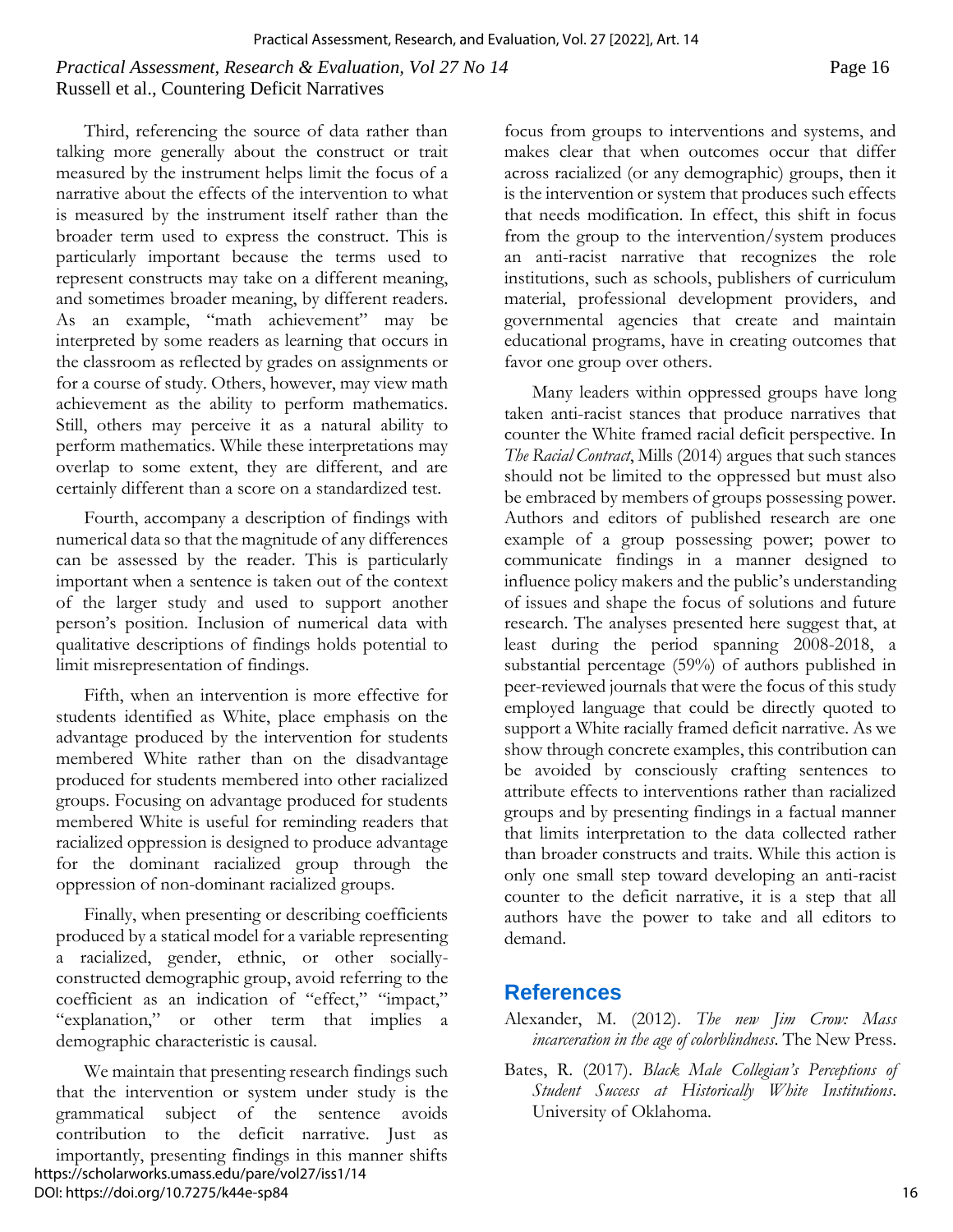Third, referencing the source of data rather than talking more generally about the construct or trait measured by the instrument helps limit the focus of a narrative about the effects of the intervention to what is measured by the instrument itself rather than the broader term used to express the construct. This is particularly important because the terms used to represent constructs may take on a different meaning, and sometimes broader meaning, by different readers. As an example, "math achievement" may be interpreted by some readers as learning that occurs in the classroom as reflected by grades on assignments or for a course of study. Others, however, may view math achievement as the ability to perform mathematics. Still, others may perceive it as a natural ability to perform mathematics. While these interpretations may overlap to some extent, they are different, and are certainly different than a score on a standardized test.

Fourth, accompany a description of findings with numerical data so that the magnitude of any differences can be assessed by the reader. This is particularly important when a sentence is taken out of the context of the larger study and used to support another person's position. Inclusion of numerical data with qualitative descriptions of findings holds potential to limit misrepresentation of findings.

Fifth, when an intervention is more effective for students identified as White, place emphasis on the advantage produced by the intervention for students membered White rather than on the disadvantage produced for students membered into other racialized groups. Focusing on advantage produced for students membered White is useful for reminding readers that racialized oppression is designed to produce advantage for the dominant racialized group through the oppression of non-dominant racialized groups.

Finally, when presenting or describing coefficients produced by a statical model for a variable representing a racialized, gender, ethnic, or other socially-constructed demographic group, avoid referring to the coefficient as an indication of "effect," "impact," "explanation," or other term that implies a demographic characteristic is causal.

We maintain that presenting research findings such that the intervention or system under study is the grammatical subject of the sentence avoids contribution to the deficit narrative. Just as importantly, presenting findings in this manner shifts focus from groups to interventions and systems, and makes clear that when outcomes occur that differ across racialized (or any demographic) groups, then it is the intervention or system that produces such effects that needs modification. In effect, this shift in focus from the group to the intervention/system produces an anti-racist narrative that recognizes the role institutions, such as schools, publishers of curriculum material, professional development providers, and governmental agencies that create and maintain educational programs, have in creating outcomes that favor one group over others.

Many leaders within oppressed groups have long taken anti-racist stances that produce narratives that counter the White framed racial deficit perspective. In *The Racial Contract*, Mills (2014) argues that such stances should not be limited to the oppressed but must also be embraced by members of groups possessing power. Authors and editors of published research are one example of a group possessing power; power to communicate findings in a manner designed to influence policy makers and the public's understanding of issues and shape the focus of solutions and future research. The analyses presented here suggest that, at least during the period spanning 2008-2018, a substantial percentage (59%) of authors published in peer-reviewed journals that were the focus of this study employed language that could be directly quoted to support a White racially framed deficit narrative. As we show through concrete examples, this contribution can be avoided by consciously crafting sentences to attribute effects to interventions rather than racialized groups and by presenting findings in a factual manner that limits interpretation to the data collected rather than broader constructs and traits. While this action is only one small step toward developing an anti-racist counter to the deficit narrative, it is a step that all authors have the power to take and all editors to demand.

## References

Alexander, M. (2012). *The new Jim Crow: Mass incarceration in the age of colorblindness*. The New Press.

Bates, R. (2017). *Black Male Collegian's Perceptions of Student Success at Historically White Institutions*. University of Oklahoma.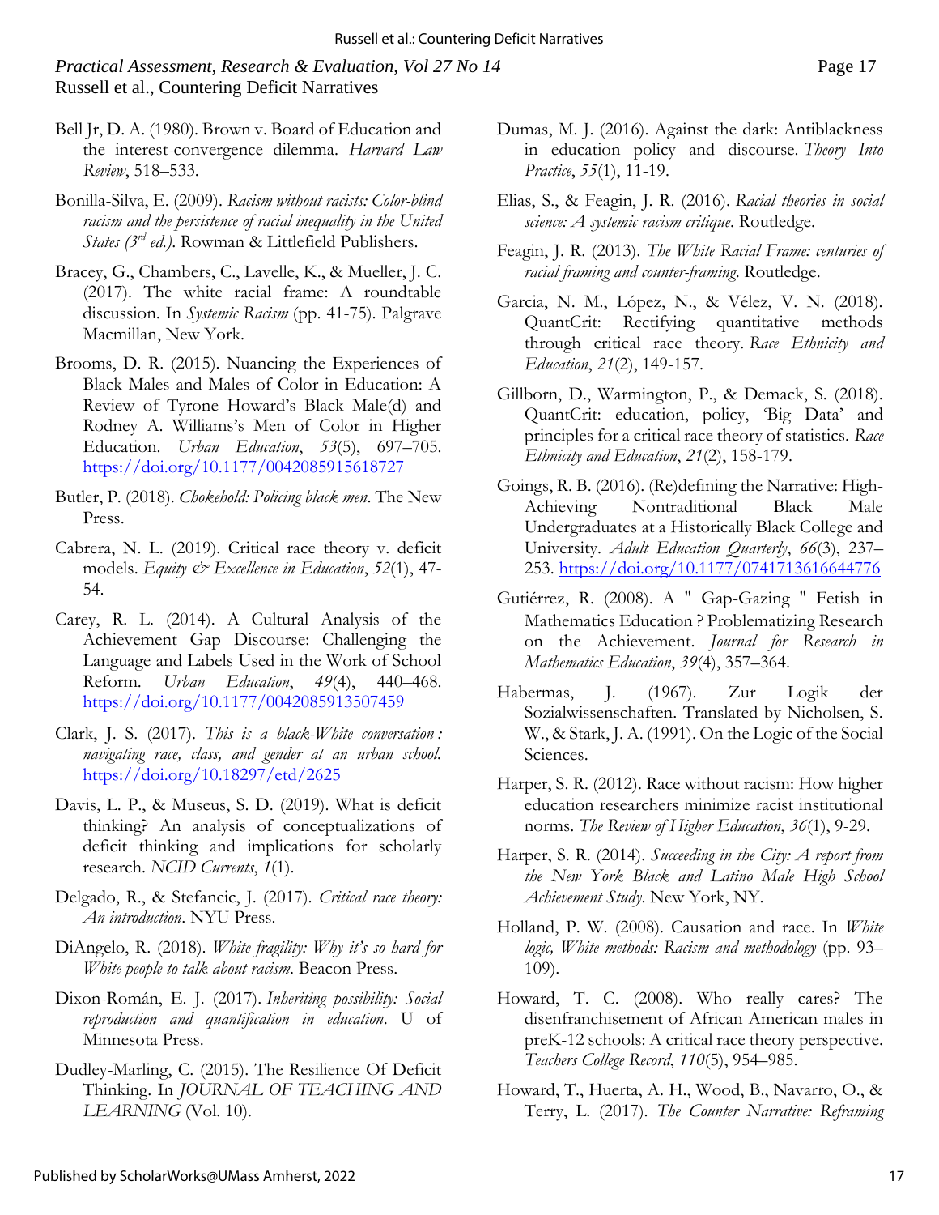Bell Jr, D. A. (1980). Brown v. Board of Education and the interest-convergence dilemma. *Harvard Law Review*, 518–533.

Bonilla-Silva, E. (2009). *Racism without racists: Color-blind racism and the persistence of racial inequality in the United States (3rd ed.).* Rowman & Littlefield Publishers.

Bracey, G., Chambers, C., Lavelle, K., & Mueller, J. C. (2017). The white racial frame: A roundtable discussion. In *Systemic Racism* (pp. 41-75). Palgrave Macmillan, New York.

Brooms, D. R. (2015). Nuancing the Experiences of Black Males and Males of Color in Education: A Review of Tyrone Howard's Black Male(d) and Rodney A. Williams's Men of Color in Higher Education. *Urban Education*, *53*(5), 697–705. https://doi.org/10.1177/0042085915618727

Butler, P. (2018). *Chokehold: Policing black men*. The New Press.

Cabrera, N. L. (2019). Critical race theory v. deficit models. *Equity & Excellence in Education*, *52*(1), 47-54.

Carey, R. L. (2014). A Cultural Analysis of the Achievement Gap Discourse: Challenging the Language and Labels Used in the Work of School Reform. *Urban Education*, *49*(4), 440–468. https://doi.org/10.1177/0042085913507459

Clark, J. S. (2017). *This is a black-White conversation : navigating race, class, and gender at an urban school.* https://doi.org/10.18297/etd/2625

Davis, L. P., & Museus, S. D. (2019). What is deficit thinking? An analysis of conceptualizations of deficit thinking and implications for scholarly research. *NCID Currents*, *1*(1).

Delgado, R., & Stefancic, J. (2017). *Critical race theory: An introduction*. NYU Press.

DiAngelo, R. (2018). *White fragility: Why it's so hard for White people to talk about racism*. Beacon Press.

Dixon-Román, E. J. (2017). *Inheriting possibility: Social reproduction and quantification in education*. U of Minnesota Press.

Dudley-Marling, C. (2015). The Resilience Of Deficit Thinking. In *JOURNAL OF TEACHING AND LEARNING* (Vol. 10).

Dumas, M. J. (2016). Against the dark: Antiblackness in education policy and discourse. *Theory Into Practice*, *55*(1), 11-19.

Elias, S., & Feagin, J. R. (2016). *Racial theories in social science: A systemic racism critique*. Routledge.

Feagin, J. R. (2013). *The White Racial Frame: centuries of racial framing and counter-framing.* Routledge.

Garcia, N. M., López, N., & Vélez, V. N. (2018). QuantCrit: Rectifying quantitative methods through critical race theory. *Race Ethnicity and Education*, *21*(2), 149-157.

Gillborn, D., Warmington, P., & Demack, S. (2018). QuantCrit: education, policy, 'Big Data' and principles for a critical race theory of statistics. *Race Ethnicity and Education*, *21*(2), 158-179.

Goings, R. B. (2016). (Re)defining the Narrative: High-Achieving Nontraditional Black Male Undergraduates at a Historically Black College and University. *Adult Education Quarterly*, *66*(3), 237–253. https://doi.org/10.1177/0741713616644776

Gutiérrez, R. (2008). A " Gap-Gazing " Fetish in Mathematics Education ? Problematizing Research on the Achievement. *Journal for Research in Mathematics Education*, *39*(4), 357–364.

Habermas, J. (1967). Zur Logik der Sozialwissenschaften. Translated by Nicholsen, S. W., & Stark, J. A. (1991). On the Logic of the Social Sciences.

Harper, S. R. (2012). Race without racism: How higher education researchers minimize racist institutional norms. *The Review of Higher Education*, *36*(1), 9-29.

Harper, S. R. (2014). *Succeeding in the City: A report from the New York Black and Latino Male High School Achievement Study.* New York, NY.

Holland, P. W. (2008). Causation and race. In *White logic, White methods: Racism and methodology* (pp. 93–109).

Howard, T. C. (2008). Who really cares? The disenfranchisement of African American males in preK-12 schools: A critical race theory perspective. *Teachers College Record*, *110*(5), 954–985.

Howard, T., Huerta, A. H., Wood, B., Navarro, O., & Terry, L. (2017). *The Counter Narrative: Reframing*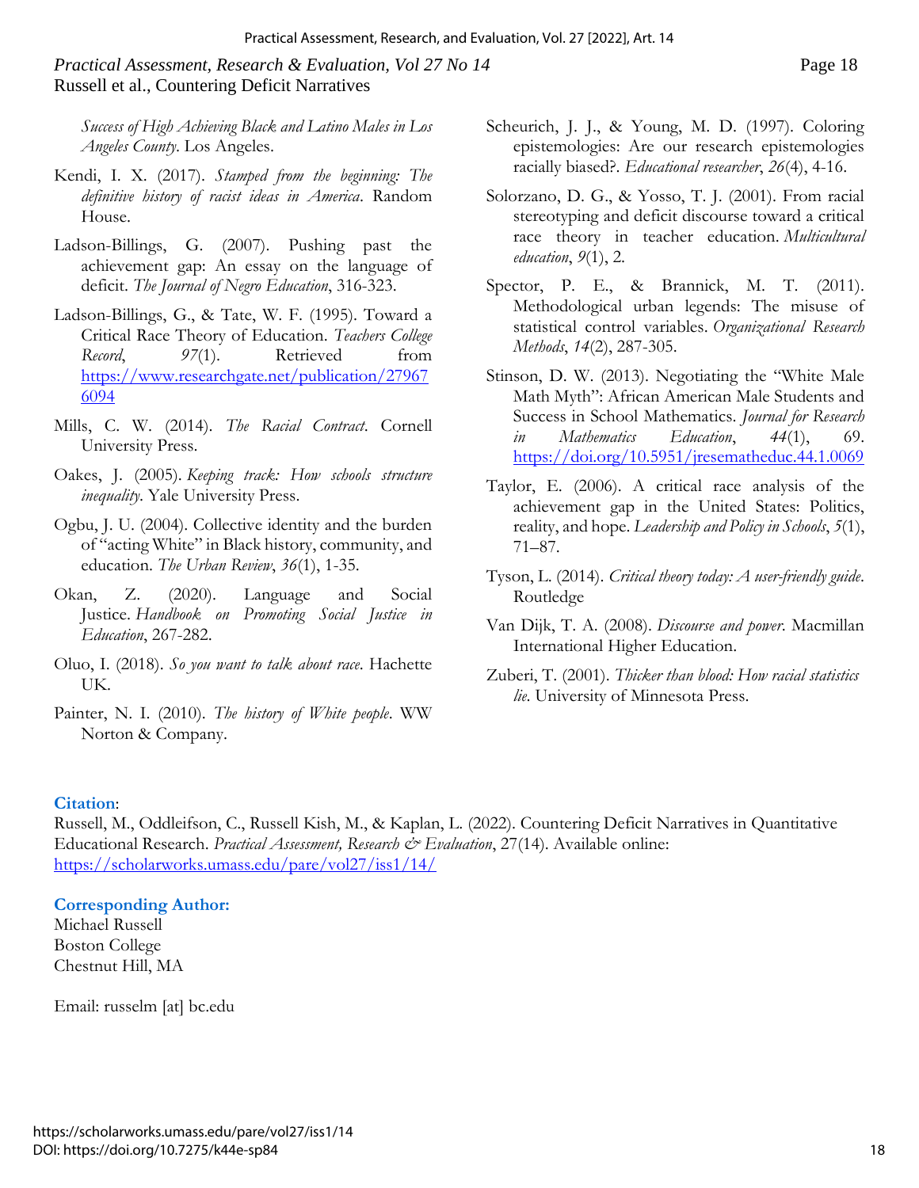*Success of High Achieving Black and Latino Males in Los Angeles County*. Los Angeles.

Kendi, I. X. (2017). *Stamped from the beginning: The definitive history of racist ideas in America*. Random House.

Ladson-Billings, G. (2007). Pushing past the achievement gap: An essay on the language of deficit. *The Journal of Negro Education*, 316-323.

Ladson-Billings, G., & Tate, W. F. (1995). Toward a Critical Race Theory of Education. *Teachers College Record*, *97*(1). Retrieved from https://www.researchgate.net/publication/279676094

Mills, C. W. (2014). *The Racial Contract*. Cornell University Press.

Oakes, J. (2005). *Keeping track: How schools structure inequality*. Yale University Press.

Ogbu, J. U. (2004). Collective identity and the burden of "acting White" in Black history, community, and education. *The Urban Review*, *36*(1), 1-35.

Okan, Z. (2020). Language and Social Justice. *Handbook on Promoting Social Justice in Education*, 267-282.

Oluo, I. (2018). *So you want to talk about race*. Hachette UK.

Painter, N. I. (2010). *The history of White people*. WW Norton & Company.

Scheurich, J. J., & Young, M. D. (1997). Coloring epistemologies: Are our research epistemologies racially biased?. *Educational researcher*, *26*(4), 4-16.

Solorzano, D. G., & Yosso, T. J. (2001). From racial stereotyping and deficit discourse toward a critical race theory in teacher education. *Multicultural education*, *9*(1), 2.

Spector, P. E., & Brannick, M. T. (2011). Methodological urban legends: The misuse of statistical control variables. *Organizational Research Methods*, *14*(2), 287-305.

Stinson, D. W. (2013). Negotiating the "White Male Math Myth": African American Male Students and Success in School Mathematics. *Journal for Research in Mathematics Education*, *44*(1), 69. https://doi.org/10.5951/jresematheduc.44.1.0069

Taylor, E. (2006). A critical race analysis of the achievement gap in the United States: Politics, reality, and hope. *Leadership and Policy in Schools*, *5*(1), 71–87.

Tyson, L. (2014). *Critical theory today: A user-friendly guide*. Routledge

Van Dijk, T. A. (2008). *Discourse and power*. Macmillan International Higher Education.

Zuberi, T. (2001). *Thicker than blood: How racial statistics lie*. University of Minnesota Press.

**Citation**:

Russell, M., Oddleifson, C., Russell Kish, M., & Kaplan, L. (2022). Countering Deficit Narratives in Quantitative Educational Research. *Practical Assessment, Research & Evaluation*, 27(14). Available online: https://scholarworks.umass.edu/pare/vol27/iss1/14/

**Corresponding Author:**

Michael Russell
Boston College
Chestnut Hill, MA

Email: russelm [at] bc.edu